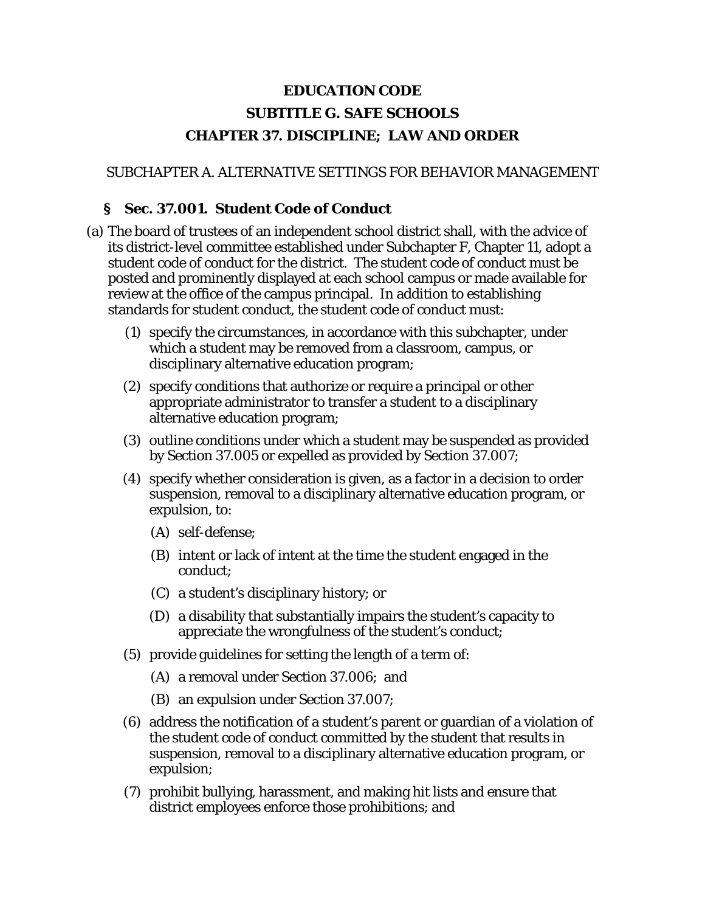# EDUCATION CODE

# SUBTITLE G. SAFE SCHOOLS

# CHAPTER 37. DISCIPLINE; LAW AND ORDER

SUBCHAPTER A. ALTERNATIVE SETTINGS FOR BEHAVIOR MANAGEMENT

## § Sec. 37.001. Student Code of Conduct

(a) The board of trustees of an independent school district shall, with the advice of its district-level committee established under Subchapter F, Chapter 11, adopt a student code of conduct for the district. The student code of conduct must be posted and prominently displayed at each school campus or made available for review at the office of the campus principal. In addition to establishing standards for student conduct, the student code of conduct must:

(1) specify the circumstances, in accordance with this subchapter, under which a student may be removed from a classroom, campus, or disciplinary alternative education program;

(2) specify conditions that authorize or require a principal or other appropriate administrator to transfer a student to a disciplinary alternative education program;

(3) outline conditions under which a student may be suspended as provided by Section 37.005 or expelled as provided by Section 37.007;

(4) specify whether consideration is given, as a factor in a decision to order suspension, removal to a disciplinary alternative education program, or expulsion, to:

(A) self-defense;

(B) intent or lack of intent at the time the student engaged in the conduct;

(C) a student's disciplinary history; or

(D) a disability that substantially impairs the student's capacity to appreciate the wrongfulness of the student's conduct;

(5) provide guidelines for setting the length of a term of:

(A) a removal under Section 37.006; and

(B) an expulsion under Section 37.007;

(6) address the notification of a student's parent or guardian of a violation of the student code of conduct committed by the student that results in suspension, removal to a disciplinary alternative education program, or expulsion;

(7) prohibit bullying, harassment, and making hit lists and ensure that district employees enforce those prohibitions; and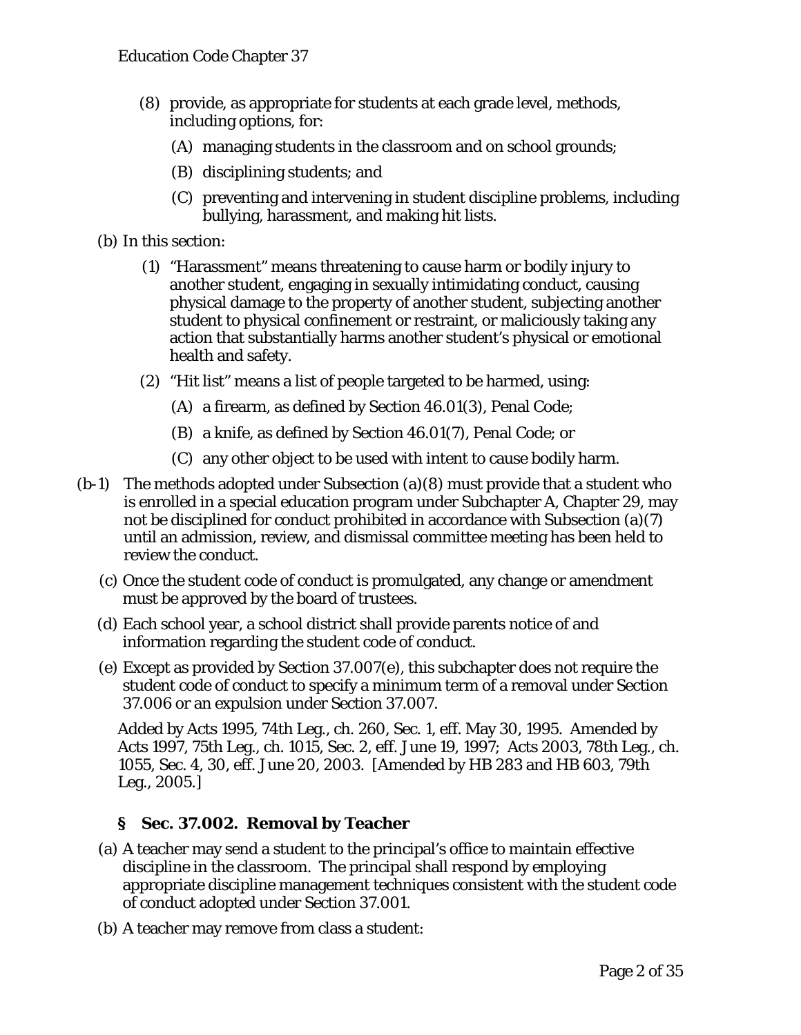(8) provide, as appropriate for students at each grade level, methods, including options, for:

   (A) managing students in the classroom and on school grounds;

   (B) disciplining students; and

   (C) preventing and intervening in student discipline problems, including bullying, harassment, and making hit lists.

(b) In this section:

   (1) "Harassment" means threatening to cause harm or bodily injury to another student, engaging in sexually intimidating conduct, causing physical damage to the property of another student, subjecting another student to physical confinement or restraint, or maliciously taking any action that substantially harms another student's physical or emotional health and safety.

   (2) "Hit list" means a list of people targeted to be harmed, using:

      (A) a firearm, as defined by Section 46.01(3), Penal Code;

      (B) a knife, as defined by Section 46.01(7), Penal Code; or

      (C) any other object to be used with intent to cause bodily harm.

(b-1) The methods adopted under Subsection (a)(8) must provide that a student who is enrolled in a special education program under Subchapter A, Chapter 29, may not be disciplined for conduct prohibited in accordance with Subsection (a)(7) until an admission, review, and dismissal committee meeting has been held to review the conduct.

(c) Once the student code of conduct is promulgated, any change or amendment must be approved by the board of trustees.

(d) Each school year, a school district shall provide parents notice of and information regarding the student code of conduct.

(e) Except as provided by Section 37.007(e), this subchapter does not require the student code of conduct to specify a minimum term of a removal under Section 37.006 or an expulsion under Section 37.007.

Added by Acts 1995, 74th Leg., ch. 260, Sec. 1, eff. May 30, 1995. Amended by Acts 1997, 75th Leg., ch. 1015, Sec. 2, eff. June 19, 1997; Acts 2003, 78th Leg., ch. 1055, Sec. 4, 30, eff. June 20, 2003. [Amended by HB 283 and HB 603, 79th Leg., 2005.]

### § Sec. 37.002. Removal by Teacher

(a) A teacher may send a student to the principal's office to maintain effective discipline in the classroom. The principal shall respond by employing appropriate discipline management techniques consistent with the student code of conduct adopted under Section 37.001.

(b) A teacher may remove from class a student: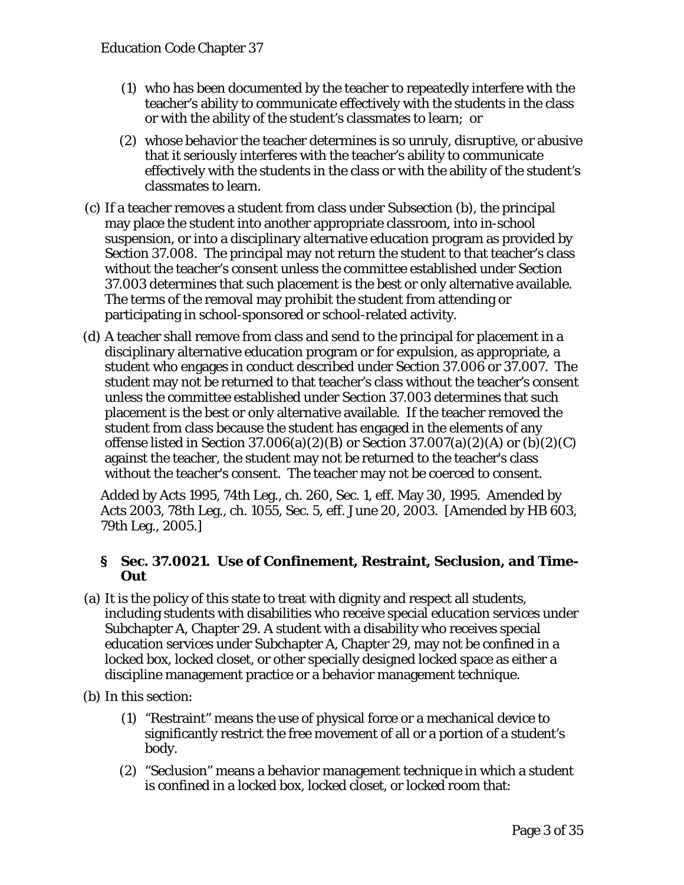(1) who has been documented by the teacher to repeatedly interfere with the teacher's ability to communicate effectively with the students in the class or with the ability of the student's classmates to learn; or

(2) whose behavior the teacher determines is so unruly, disruptive, or abusive that it seriously interferes with the teacher's ability to communicate effectively with the students in the class or with the ability of the student's classmates to learn.

(c) If a teacher removes a student from class under Subsection (b), the principal may place the student into another appropriate classroom, into in-school suspension, or into a disciplinary alternative education program as provided by Section 37.008. The principal may not return the student to that teacher's class without the teacher's consent unless the committee established under Section 37.003 determines that such placement is the best or only alternative available. The terms of the removal may prohibit the student from attending or participating in school-sponsored or school-related activity.

(d) A teacher shall remove from class and send to the principal for placement in a disciplinary alternative education program or for expulsion, as appropriate, a student who engages in conduct described under Section 37.006 or 37.007. The student may not be returned to that teacher's class without the teacher's consent unless the committee established under Section 37.003 determines that such placement is the best or only alternative available. If the teacher removed the student from class because the student has engaged in the elements of any offense listed in Section 37.006(a)(2)(B) or Section 37.007(a)(2)(A) or (b)(2)(C) against the teacher, the student may not be returned to the teacher's class without the teacher's consent. The teacher may not be coerced to consent.

Added by Acts 1995, 74th Leg., ch. 260, Sec. 1, eff. May 30, 1995. Amended by Acts 2003, 78th Leg., ch. 1055, Sec. 5, eff. June 20, 2003. [Amended by HB 603, 79th Leg., 2005.]

### § Sec. 37.0021. Use of Confinement, Restraint, Seclusion, and Time-Out

(a) It is the policy of this state to treat with dignity and respect all students, including students with disabilities who receive special education services under Subchapter A, Chapter 29. A student with a disability who receives special education services under Subchapter A, Chapter 29, may not be confined in a locked box, locked closet, or other specially designed locked space as either a discipline management practice or a behavior management technique.

(b) In this section:

(1) "Restraint" means the use of physical force or a mechanical device to significantly restrict the free movement of all or a portion of a student's body.

(2) "Seclusion" means a behavior management technique in which a student is confined in a locked box, locked closet, or locked room that: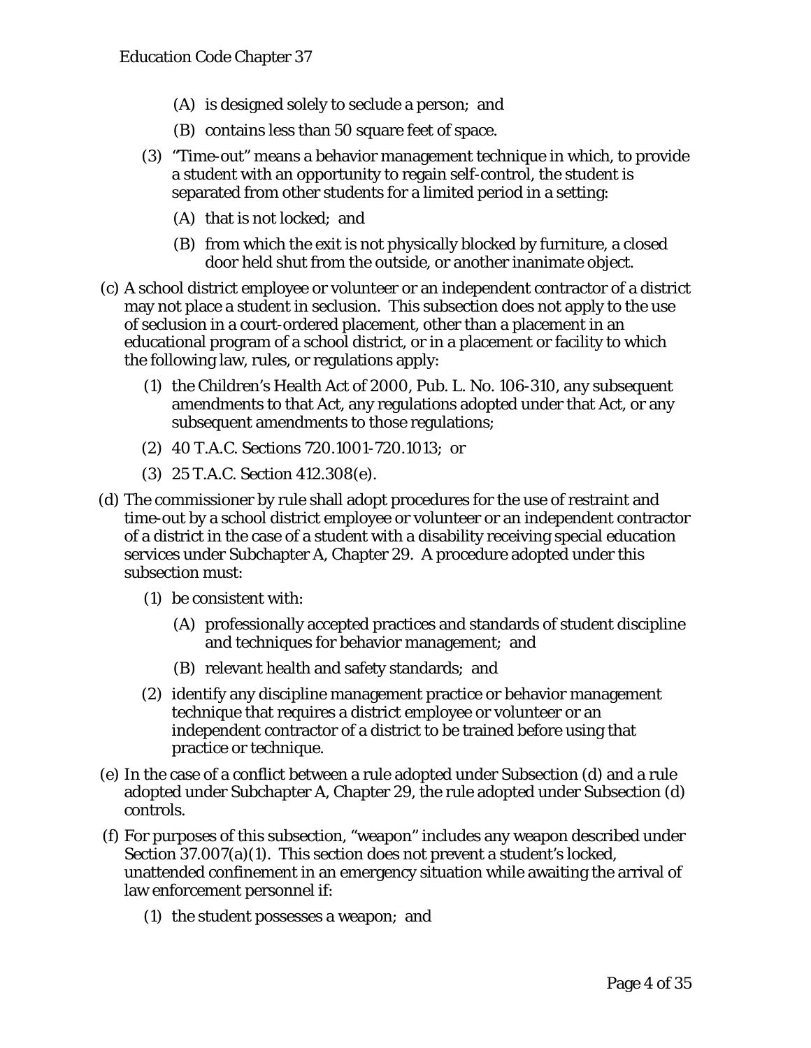(A) is designed solely to seclude a person; and

(B) contains less than 50 square feet of space.

(3) "Time-out" means a behavior management technique in which, to provide a student with an opportunity to regain self-control, the student is separated from other students for a limited period in a setting:

(A) that is not locked; and

(B) from which the exit is not physically blocked by furniture, a closed door held shut from the outside, or another inanimate object.

(c) A school district employee or volunteer or an independent contractor of a district may not place a student in seclusion. This subsection does not apply to the use of seclusion in a court-ordered placement, other than a placement in an educational program of a school district, or in a placement or facility to which the following law, rules, or regulations apply:

(1) the Children's Health Act of 2000, Pub. L. No. 106-310, any subsequent amendments to that Act, any regulations adopted under that Act, or any subsequent amendments to those regulations;

(2) 40 T.A.C. Sections 720.1001-720.1013; or

(3) 25 T.A.C. Section 412.308(e).

(d) The commissioner by rule shall adopt procedures for the use of restraint and time-out by a school district employee or volunteer or an independent contractor of a district in the case of a student with a disability receiving special education services under Subchapter A, Chapter 29. A procedure adopted under this subsection must:

(1) be consistent with:

(A) professionally accepted practices and standards of student discipline and techniques for behavior management; and

(B) relevant health and safety standards; and

(2) identify any discipline management practice or behavior management technique that requires a district employee or volunteer or an independent contractor of a district to be trained before using that practice or technique.

(e) In the case of a conflict between a rule adopted under Subsection (d) and a rule adopted under Subchapter A, Chapter 29, the rule adopted under Subsection (d) controls.

(f) For purposes of this subsection, "weapon" includes any weapon described under Section 37.007(a)(1). This section does not prevent a student's locked, unattended confinement in an emergency situation while awaiting the arrival of law enforcement personnel if:

(1) the student possesses a weapon; and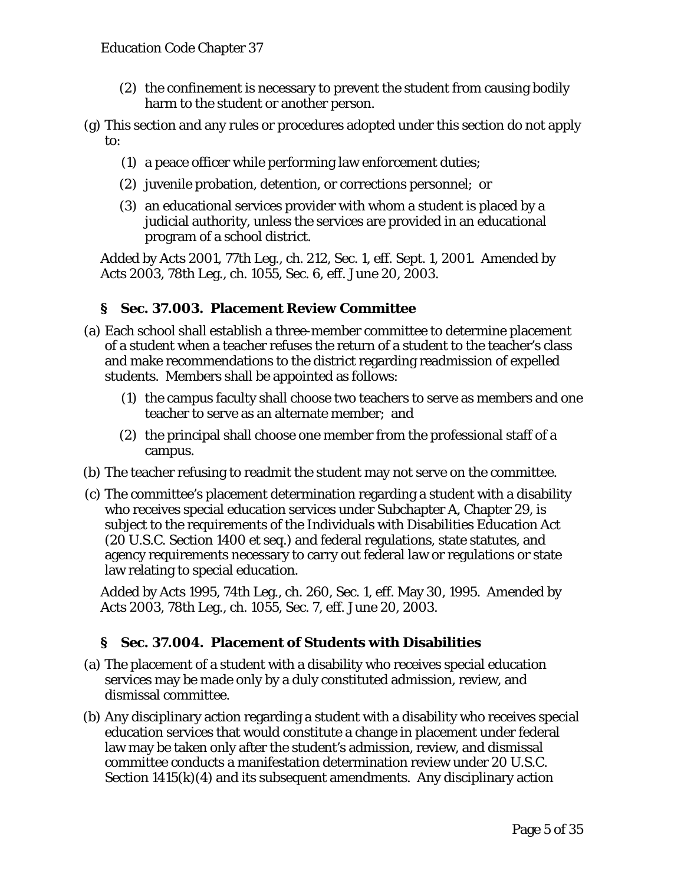(2) the confinement is necessary to prevent the student from causing bodily harm to the student or another person.

(g) This section and any rules or procedures adopted under this section do not apply to:

(1) a peace officer while performing law enforcement duties;

(2) juvenile probation, detention, or corrections personnel; or

(3) an educational services provider with whom a student is placed by a judicial authority, unless the services are provided in an educational program of a school district.

Added by Acts 2001, 77th Leg., ch. 212, Sec. 1, eff. Sept. 1, 2001. Amended by Acts 2003, 78th Leg., ch. 1055, Sec. 6, eff. June 20, 2003.

### § Sec. 37.003. Placement Review Committee

(a) Each school shall establish a three-member committee to determine placement of a student when a teacher refuses the return of a student to the teacher's class and make recommendations to the district regarding readmission of expelled students. Members shall be appointed as follows:

(1) the campus faculty shall choose two teachers to serve as members and one teacher to serve as an alternate member; and

(2) the principal shall choose one member from the professional staff of a campus.

(b) The teacher refusing to readmit the student may not serve on the committee.

(c) The committee's placement determination regarding a student with a disability who receives special education services under Subchapter A, Chapter 29, is subject to the requirements of the Individuals with Disabilities Education Act (20 U.S.C. Section 1400 et seq.) and federal regulations, state statutes, and agency requirements necessary to carry out federal law or regulations or state law relating to special education.

Added by Acts 1995, 74th Leg., ch. 260, Sec. 1, eff. May 30, 1995. Amended by Acts 2003, 78th Leg., ch. 1055, Sec. 7, eff. June 20, 2003.

### § Sec. 37.004. Placement of Students with Disabilities

(a) The placement of a student with a disability who receives special education services may be made only by a duly constituted admission, review, and dismissal committee.

(b) Any disciplinary action regarding a student with a disability who receives special education services that would constitute a change in placement under federal law may be taken only after the student's admission, review, and dismissal committee conducts a manifestation determination review under 20 U.S.C. Section 1415(k)(4) and its subsequent amendments. Any disciplinary action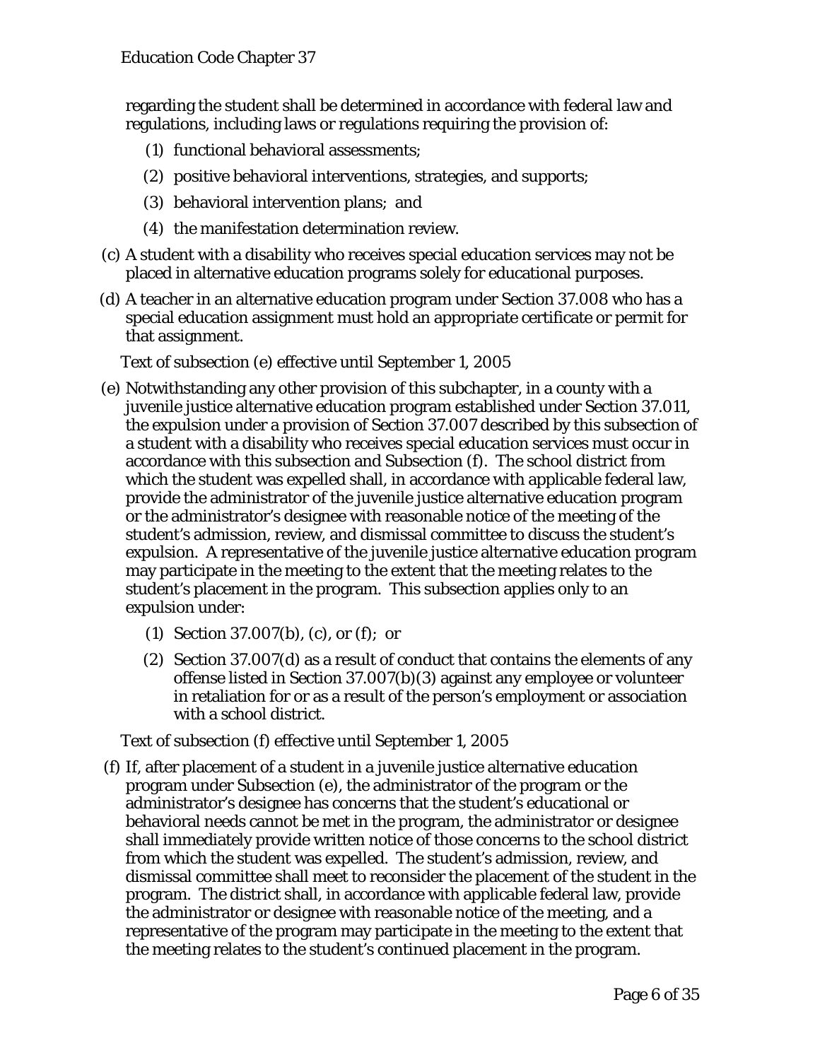regarding the student shall be determined in accordance with federal law and regulations, including laws or regulations requiring the provision of:

(1) functional behavioral assessments;

(2) positive behavioral interventions, strategies, and supports;

(3) behavioral intervention plans; and

(4) the manifestation determination review.

(c) A student with a disability who receives special education services may not be placed in alternative education programs solely for educational purposes.

(d) A teacher in an alternative education program under Section 37.008 who has a special education assignment must hold an appropriate certificate or permit for that assignment.

Text of subsection (e) effective until September 1, 2005

(e) Notwithstanding any other provision of this subchapter, in a county with a juvenile justice alternative education program established under Section 37.011, the expulsion under a provision of Section 37.007 described by this subsection of a student with a disability who receives special education services must occur in accordance with this subsection and Subsection (f). The school district from which the student was expelled shall, in accordance with applicable federal law, provide the administrator of the juvenile justice alternative education program or the administrator's designee with reasonable notice of the meeting of the student's admission, review, and dismissal committee to discuss the student's expulsion. A representative of the juvenile justice alternative education program may participate in the meeting to the extent that the meeting relates to the student's placement in the program. This subsection applies only to an expulsion under:

(1) Section 37.007(b), (c), or (f); or

(2) Section 37.007(d) as a result of conduct that contains the elements of any offense listed in Section 37.007(b)(3) against any employee or volunteer in retaliation for or as a result of the person's employment or association with a school district.

Text of subsection (f) effective until September 1, 2005

(f) If, after placement of a student in a juvenile justice alternative education program under Subsection (e), the administrator of the program or the administrator's designee has concerns that the student's educational or behavioral needs cannot be met in the program, the administrator or designee shall immediately provide written notice of those concerns to the school district from which the student was expelled. The student's admission, review, and dismissal committee shall meet to reconsider the placement of the student in the program. The district shall, in accordance with applicable federal law, provide the administrator or designee with reasonable notice of the meeting, and a representative of the program may participate in the meeting to the extent that the meeting relates to the student's continued placement in the program.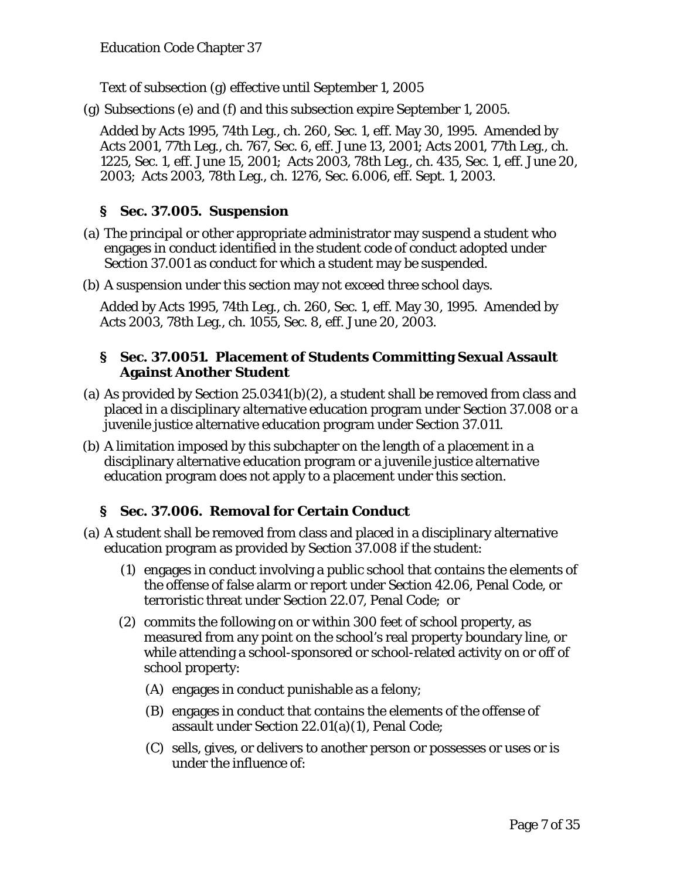Text of subsection (g) effective until September 1, 2005

(g) Subsections (e) and (f) and this subsection expire September 1, 2005.

Added by Acts 1995, 74th Leg., ch. 260, Sec. 1, eff. May 30, 1995. Amended by Acts 2001, 77th Leg., ch. 767, Sec. 6, eff. June 13, 2001; Acts 2001, 77th Leg., ch. 1225, Sec. 1, eff. June 15, 2001; Acts 2003, 78th Leg., ch. 435, Sec. 1, eff. June 20, 2003; Acts 2003, 78th Leg., ch. 1276, Sec. 6.006, eff. Sept. 1, 2003.

### § Sec. 37.005. Suspension

(a) The principal or other appropriate administrator may suspend a student who engages in conduct identified in the student code of conduct adopted under Section 37.001 as conduct for which a student may be suspended.

(b) A suspension under this section may not exceed three school days.

Added by Acts 1995, 74th Leg., ch. 260, Sec. 1, eff. May 30, 1995. Amended by Acts 2003, 78th Leg., ch. 1055, Sec. 8, eff. June 20, 2003.

### § Sec. 37.0051. Placement of Students Committing Sexual Assault Against Another Student

(a) As provided by Section 25.0341(b)(2), a student shall be removed from class and placed in a disciplinary alternative education program under Section 37.008 or a juvenile justice alternative education program under Section 37.011.

(b) A limitation imposed by this subchapter on the length of a placement in a disciplinary alternative education program or a juvenile justice alternative education program does not apply to a placement under this section.

### § Sec. 37.006. Removal for Certain Conduct

(a) A student shall be removed from class and placed in a disciplinary alternative education program as provided by Section 37.008 if the student:

   (1) engages in conduct involving a public school that contains the elements of the offense of false alarm or report under Section 42.06, Penal Code, or terroristic threat under Section 22.07, Penal Code; or

   (2) commits the following on or within 300 feet of school property, as measured from any point on the school's real property boundary line, or while attending a school-sponsored or school-related activity on or off of school property:

      (A) engages in conduct punishable as a felony;

      (B) engages in conduct that contains the elements of the offense of assault under Section 22.01(a)(1), Penal Code;

      (C) sells, gives, or delivers to another person or possesses or uses or is under the influence of: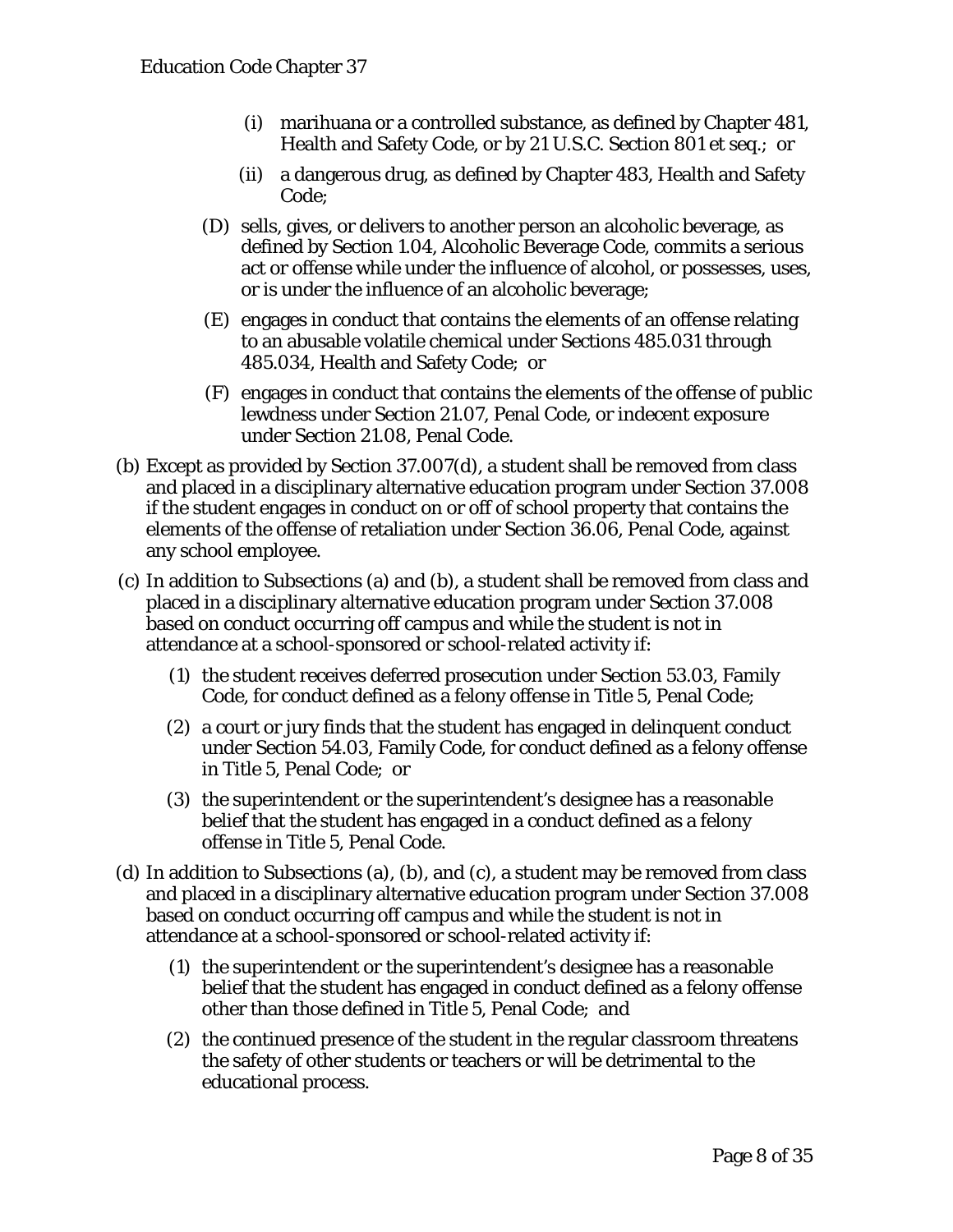(i) marihuana or a controlled substance, as defined by Chapter 481, Health and Safety Code, or by 21 U.S.C. Section 801 et seq.; or

(ii) a dangerous drug, as defined by Chapter 483, Health and Safety Code;

(D) sells, gives, or delivers to another person an alcoholic beverage, as defined by Section 1.04, Alcoholic Beverage Code, commits a serious act or offense while under the influence of alcohol, or possesses, uses, or is under the influence of an alcoholic beverage;

(E) engages in conduct that contains the elements of an offense relating to an abusable volatile chemical under Sections 485.031 through 485.034, Health and Safety Code; or

(F) engages in conduct that contains the elements of the offense of public lewdness under Section 21.07, Penal Code, or indecent exposure under Section 21.08, Penal Code.

(b) Except as provided by Section 37.007(d), a student shall be removed from class and placed in a disciplinary alternative education program under Section 37.008 if the student engages in conduct on or off of school property that contains the elements of the offense of retaliation under Section 36.06, Penal Code, against any school employee.

(c) In addition to Subsections (a) and (b), a student shall be removed from class and placed in a disciplinary alternative education program under Section 37.008 based on conduct occurring off campus and while the student is not in attendance at a school-sponsored or school-related activity if:

(1) the student receives deferred prosecution under Section 53.03, Family Code, for conduct defined as a felony offense in Title 5, Penal Code;

(2) a court or jury finds that the student has engaged in delinquent conduct under Section 54.03, Family Code, for conduct defined as a felony offense in Title 5, Penal Code; or

(3) the superintendent or the superintendent's designee has a reasonable belief that the student has engaged in a conduct defined as a felony offense in Title 5, Penal Code.

(d) In addition to Subsections (a), (b), and (c), a student may be removed from class and placed in a disciplinary alternative education program under Section 37.008 based on conduct occurring off campus and while the student is not in attendance at a school-sponsored or school-related activity if:

(1) the superintendent or the superintendent's designee has a reasonable belief that the student has engaged in conduct defined as a felony offense other than those defined in Title 5, Penal Code; and

(2) the continued presence of the student in the regular classroom threatens the safety of other students or teachers or will be detrimental to the educational process.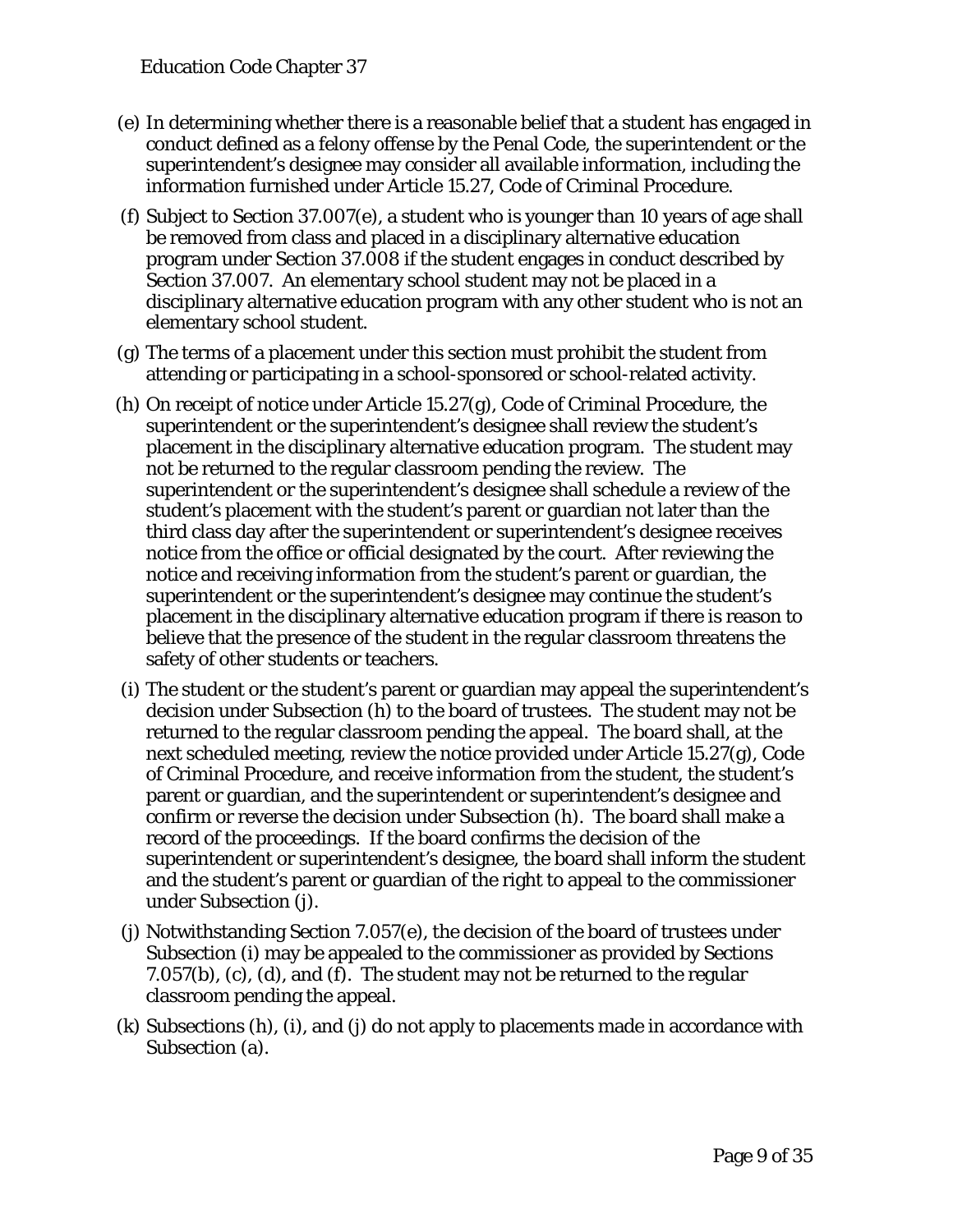(e) In determining whether there is a reasonable belief that a student has engaged in conduct defined as a felony offense by the Penal Code, the superintendent or the superintendent's designee may consider all available information, including the information furnished under Article 15.27, Code of Criminal Procedure.

(f) Subject to Section 37.007(e), a student who is younger than 10 years of age shall be removed from class and placed in a disciplinary alternative education program under Section 37.008 if the student engages in conduct described by Section 37.007. An elementary school student may not be placed in a disciplinary alternative education program with any other student who is not an elementary school student.

(g) The terms of a placement under this section must prohibit the student from attending or participating in a school-sponsored or school-related activity.

(h) On receipt of notice under Article 15.27(g), Code of Criminal Procedure, the superintendent or the superintendent's designee shall review the student's placement in the disciplinary alternative education program. The student may not be returned to the regular classroom pending the review. The superintendent or the superintendent's designee shall schedule a review of the student's placement with the student's parent or guardian not later than the third class day after the superintendent or superintendent's designee receives notice from the office or official designated by the court. After reviewing the notice and receiving information from the student's parent or guardian, the superintendent or the superintendent's designee may continue the student's placement in the disciplinary alternative education program if there is reason to believe that the presence of the student in the regular classroom threatens the safety of other students or teachers.

(i) The student or the student's parent or guardian may appeal the superintendent's decision under Subsection (h) to the board of trustees. The student may not be returned to the regular classroom pending the appeal. The board shall, at the next scheduled meeting, review the notice provided under Article 15.27(g), Code of Criminal Procedure, and receive information from the student, the student's parent or guardian, and the superintendent or superintendent's designee and confirm or reverse the decision under Subsection (h). The board shall make a record of the proceedings. If the board confirms the decision of the superintendent or superintendent's designee, the board shall inform the student and the student's parent or guardian of the right to appeal to the commissioner under Subsection (j).

(j) Notwithstanding Section 7.057(e), the decision of the board of trustees under Subsection (i) may be appealed to the commissioner as provided by Sections 7.057(b), (c), (d), and (f). The student may not be returned to the regular classroom pending the appeal.

(k) Subsections (h), (i), and (j) do not apply to placements made in accordance with Subsection (a).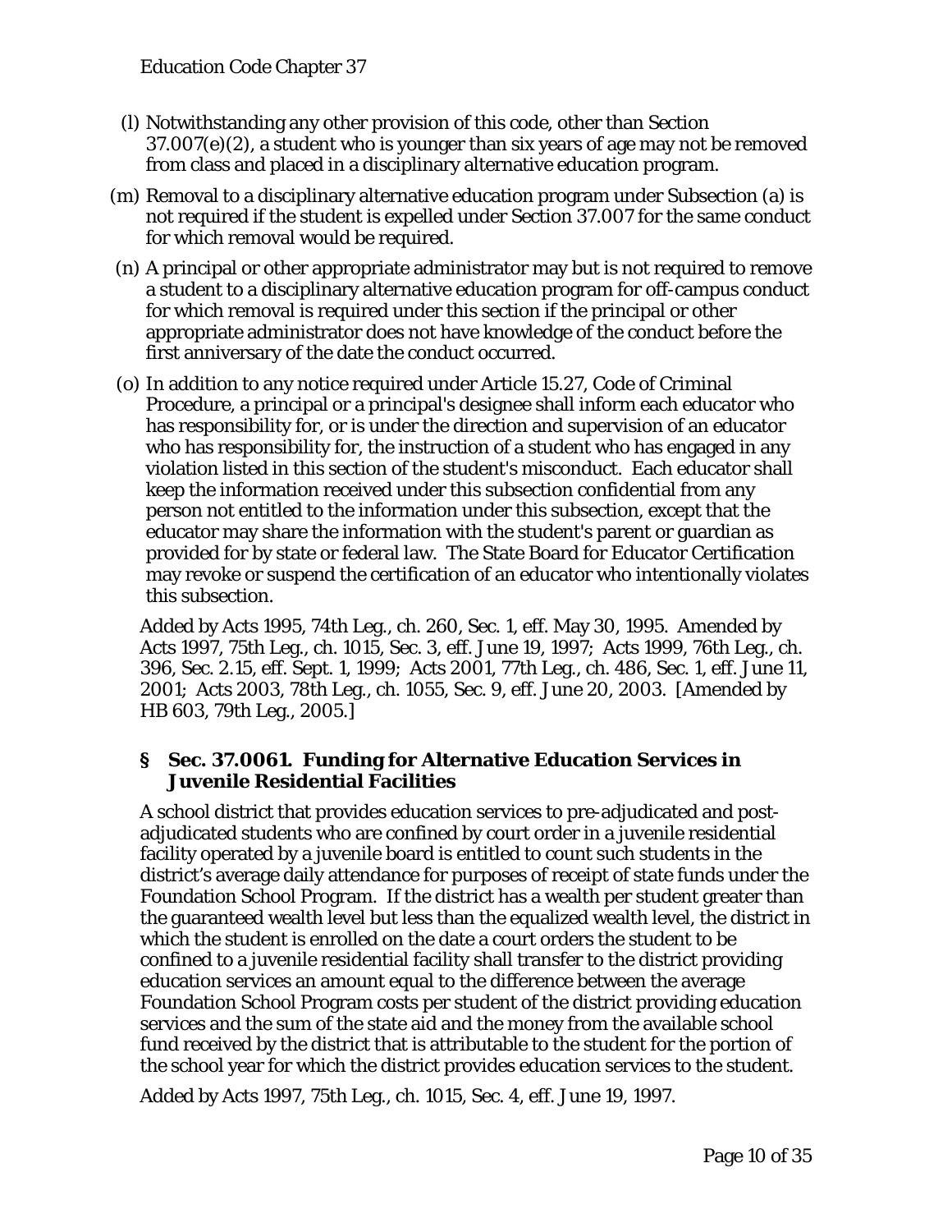(l) Notwithstanding any other provision of this code, other than Section 37.007(e)(2), a student who is younger than six years of age may not be removed from class and placed in a disciplinary alternative education program.

(m) Removal to a disciplinary alternative education program under Subsection (a) is not required if the student is expelled under Section 37.007 for the same conduct for which removal would be required.

(n) A principal or other appropriate administrator may but is not required to remove a student to a disciplinary alternative education program for off-campus conduct for which removal is required under this section if the principal or other appropriate administrator does not have knowledge of the conduct before the first anniversary of the date the conduct occurred.

(o) In addition to any notice required under Article 15.27, Code of Criminal Procedure, a principal or a principal's designee shall inform each educator who has responsibility for, or is under the direction and supervision of an educator who has responsibility for, the instruction of a student who has engaged in any violation listed in this section of the student's misconduct. Each educator shall keep the information received under this subsection confidential from any person not entitled to the information under this subsection, except that the educator may share the information with the student's parent or guardian as provided for by state or federal law. The State Board for Educator Certification may revoke or suspend the certification of an educator who intentionally violates this subsection.

Added by Acts 1995, 74th Leg., ch. 260, Sec. 1, eff. May 30, 1995. Amended by Acts 1997, 75th Leg., ch. 1015, Sec. 3, eff. June 19, 1997; Acts 1999, 76th Leg., ch. 396, Sec. 2.15, eff. Sept. 1, 1999; Acts 2001, 77th Leg., ch. 486, Sec. 1, eff. June 11, 2001; Acts 2003, 78th Leg., ch. 1055, Sec. 9, eff. June 20, 2003. [Amended by HB 603, 79th Leg., 2005.]

### § Sec. 37.0061. Funding for Alternative Education Services in Juvenile Residential Facilities

A school district that provides education services to pre-adjudicated and post-adjudicated students who are confined by court order in a juvenile residential facility operated by a juvenile board is entitled to count such students in the district's average daily attendance for purposes of receipt of state funds under the Foundation School Program. If the district has a wealth per student greater than the guaranteed wealth level but less than the equalized wealth level, the district in which the student is enrolled on the date a court orders the student to be confined to a juvenile residential facility shall transfer to the district providing education services an amount equal to the difference between the average Foundation School Program costs per student of the district providing education services and the sum of the state aid and the money from the available school fund received by the district that is attributable to the student for the portion of the school year for which the district provides education services to the student.

Added by Acts 1997, 75th Leg., ch. 1015, Sec. 4, eff. June 19, 1997.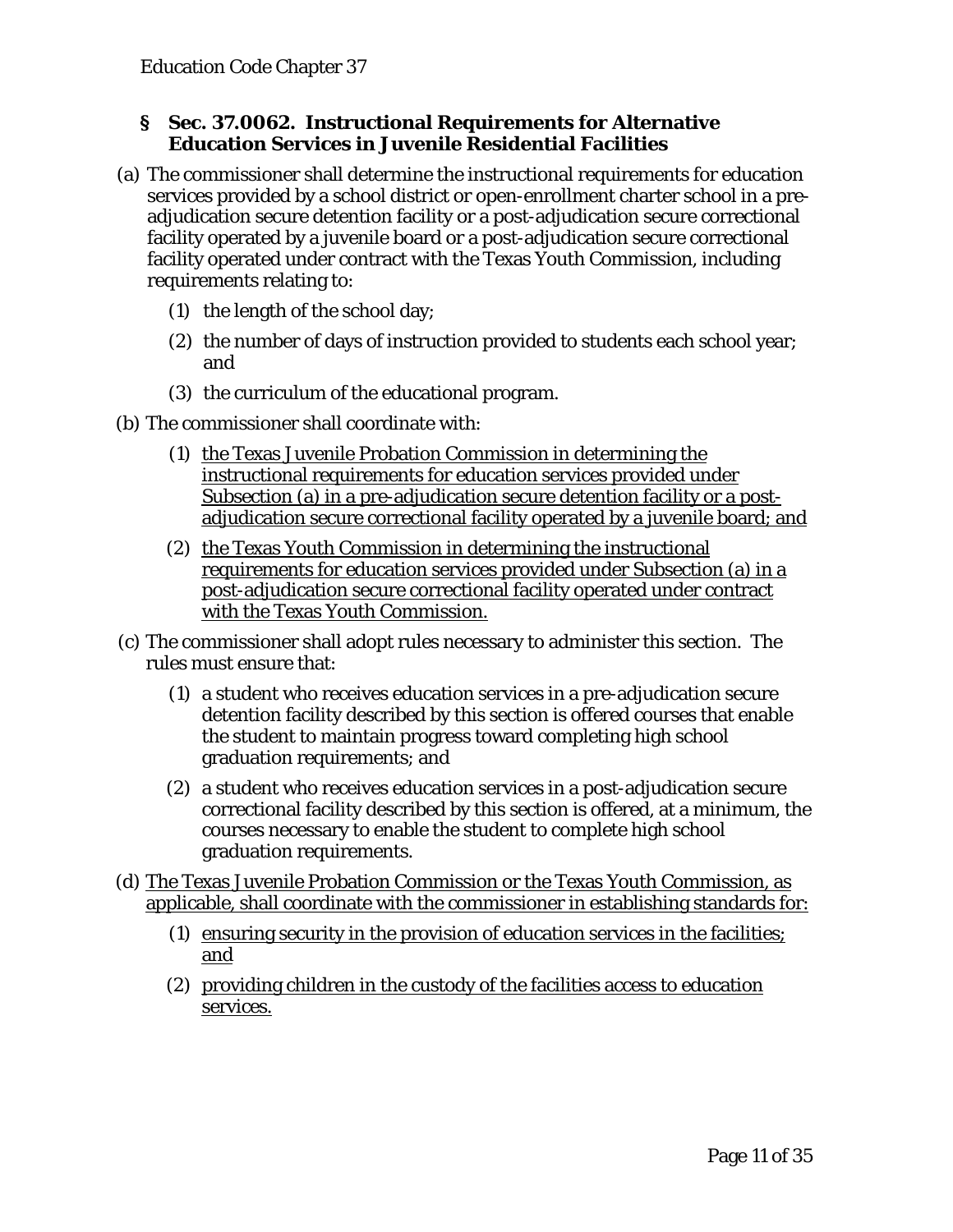## § Sec. 37.0062. Instructional Requirements for Alternative Education Services in Juvenile Residential Facilities

(a) The commissioner shall determine the instructional requirements for education services provided by a school district or open-enrollment charter school in a pre-adjudication secure detention facility or a post-adjudication secure correctional facility operated by a juvenile board or a post-adjudication secure correctional facility operated under contract with the Texas Youth Commission, including requirements relating to:

   (1) the length of the school day;

   (2) the number of days of instruction provided to students each school year; and

   (3) the curriculum of the educational program.

(b) The commissioner shall coordinate with:

   (1) the Texas Juvenile Probation Commission in determining the instructional requirements for education services provided under Subsection (a) in a pre-adjudication secure detention facility or a post-adjudication secure correctional facility operated by a juvenile board; and

   (2) the Texas Youth Commission in determining the instructional requirements for education services provided under Subsection (a) in a post-adjudication secure correctional facility operated under contract with the Texas Youth Commission.

(c) The commissioner shall adopt rules necessary to administer this section. The rules must ensure that:

   (1) a student who receives education services in a pre-adjudication secure detention facility described by this section is offered courses that enable the student to maintain progress toward completing high school graduation requirements; and

   (2) a student who receives education services in a post-adjudication secure correctional facility described by this section is offered, at a minimum, the courses necessary to enable the student to complete high school graduation requirements.

(d) The Texas Juvenile Probation Commission or the Texas Youth Commission, as applicable, shall coordinate with the commissioner in establishing standards for:

   (1) ensuring security in the provision of education services in the facilities; and

   (2) providing children in the custody of the facilities access to education services.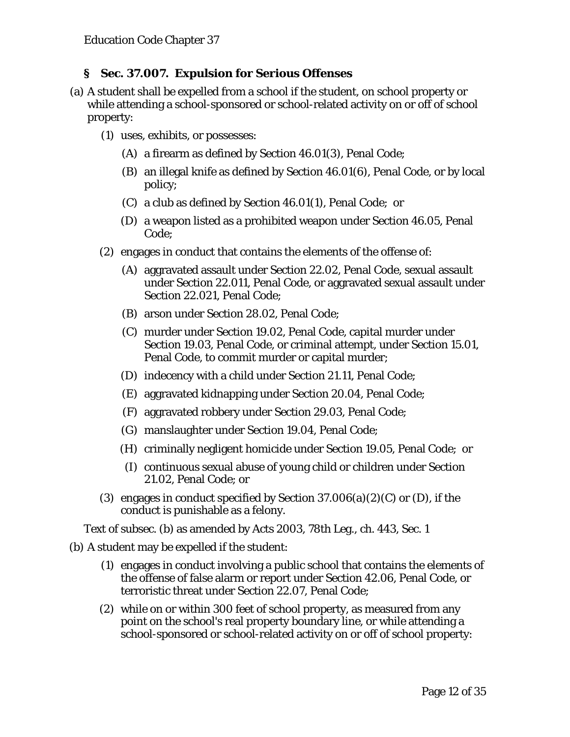## § Sec. 37.007. Expulsion for Serious Offenses

(a) A student shall be expelled from a school if the student, on school property or while attending a school-sponsored or school-related activity on or off of school property:

(1) uses, exhibits, or possesses:

(A) a firearm as defined by Section 46.01(3), Penal Code;

(B) an illegal knife as defined by Section 46.01(6), Penal Code, or by local policy;

(C) a club as defined by Section 46.01(1), Penal Code; or

(D) a weapon listed as a prohibited weapon under Section 46.05, Penal Code;

(2) engages in conduct that contains the elements of the offense of:

(A) aggravated assault under Section 22.02, Penal Code, sexual assault under Section 22.011, Penal Code, or aggravated sexual assault under Section 22.021, Penal Code;

(B) arson under Section 28.02, Penal Code;

(C) murder under Section 19.02, Penal Code, capital murder under Section 19.03, Penal Code, or criminal attempt, under Section 15.01, Penal Code, to commit murder or capital murder;

(D) indecency with a child under Section 21.11, Penal Code;

(E) aggravated kidnapping under Section 20.04, Penal Code;

(F) aggravated robbery under Section 29.03, Penal Code;

(G) manslaughter under Section 19.04, Penal Code;

(H) criminally negligent homicide under Section 19.05, Penal Code; or

(I) continuous sexual abuse of young child or children under Section 21.02, Penal Code; or

(3) engages in conduct specified by Section 37.006(a)(2)(C) or (D), if the conduct is punishable as a felony.

Text of subsec. (b) as amended by Acts 2003, 78th Leg., ch. 443, Sec. 1

(b) A student may be expelled if the student:

(1) engages in conduct involving a public school that contains the elements of the offense of false alarm or report under Section 42.06, Penal Code, or terroristic threat under Section 22.07, Penal Code;

(2) while on or within 300 feet of school property, as measured from any point on the school's real property boundary line, or while attending a school-sponsored or school-related activity on or off of school property: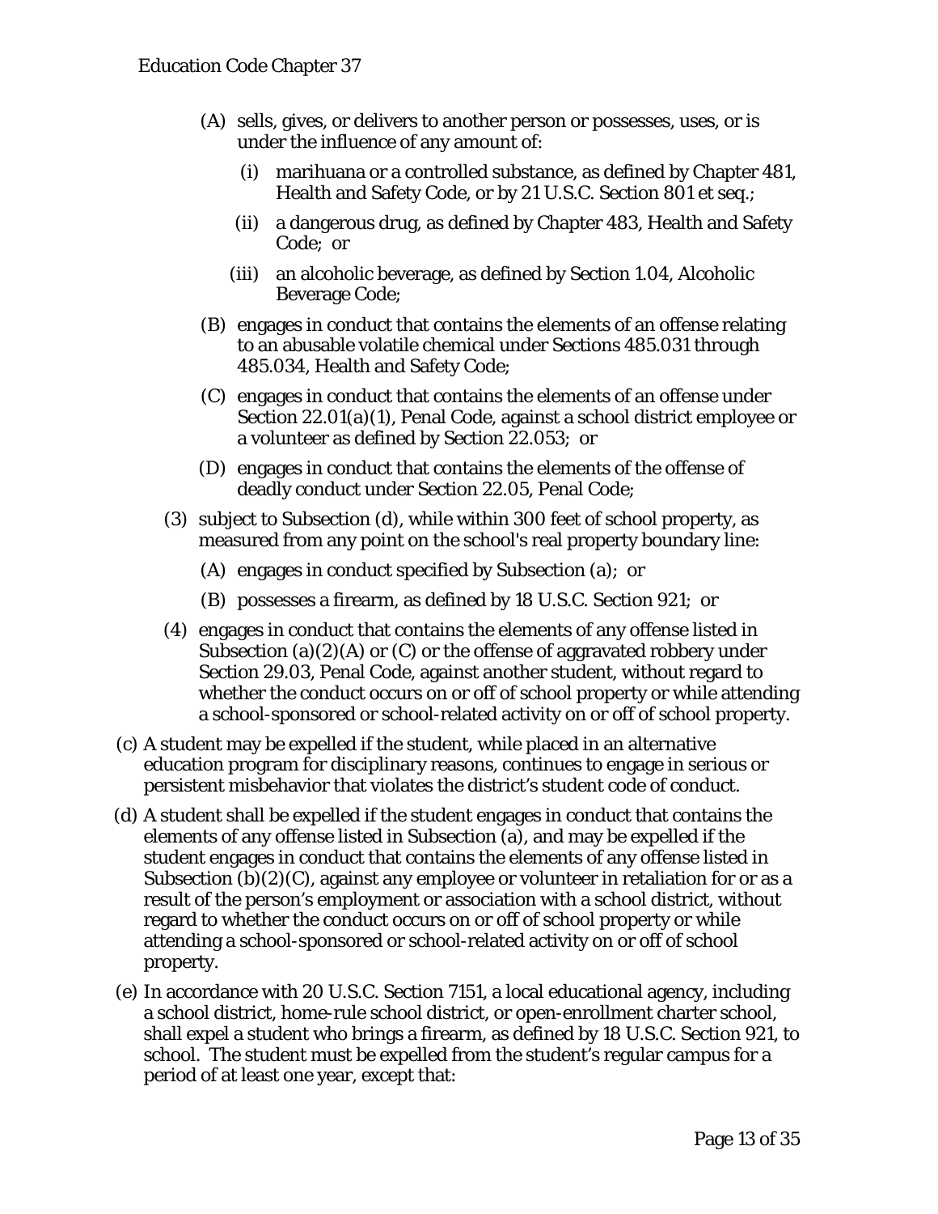(A) sells, gives, or delivers to another person or possesses, uses, or is under the influence of any amount of:

(i) marihuana or a controlled substance, as defined by Chapter 481, Health and Safety Code, or by 21 U.S.C. Section 801 et seq.;

(ii) a dangerous drug, as defined by Chapter 483, Health and Safety Code; or

(iii) an alcoholic beverage, as defined by Section 1.04, Alcoholic Beverage Code;

(B) engages in conduct that contains the elements of an offense relating to an abusable volatile chemical under Sections 485.031 through 485.034, Health and Safety Code;

(C) engages in conduct that contains the elements of an offense under Section 22.01(a)(1), Penal Code, against a school district employee or a volunteer as defined by Section 22.053; or

(D) engages in conduct that contains the elements of the offense of deadly conduct under Section 22.05, Penal Code;

(3) subject to Subsection (d), while within 300 feet of school property, as measured from any point on the school's real property boundary line:

(A) engages in conduct specified by Subsection (a); or

(B) possesses a firearm, as defined by 18 U.S.C. Section 921; or

(4) engages in conduct that contains the elements of any offense listed in Subsection (a)(2)(A) or (C) or the offense of aggravated robbery under Section 29.03, Penal Code, against another student, without regard to whether the conduct occurs on or off of school property or while attending a school-sponsored or school-related activity on or off of school property.

(c) A student may be expelled if the student, while placed in an alternative education program for disciplinary reasons, continues to engage in serious or persistent misbehavior that violates the district's student code of conduct.

(d) A student shall be expelled if the student engages in conduct that contains the elements of any offense listed in Subsection (a), and may be expelled if the student engages in conduct that contains the elements of any offense listed in Subsection (b)(2)(C), against any employee or volunteer in retaliation for or as a result of the person's employment or association with a school district, without regard to whether the conduct occurs on or off of school property or while attending a school-sponsored or school-related activity on or off of school property.

(e) In accordance with 20 U.S.C. Section 7151, a local educational agency, including a school district, home-rule school district, or open-enrollment charter school, shall expel a student who brings a firearm, as defined by 18 U.S.C. Section 921, to school. The student must be expelled from the student's regular campus for a period of at least one year, except that: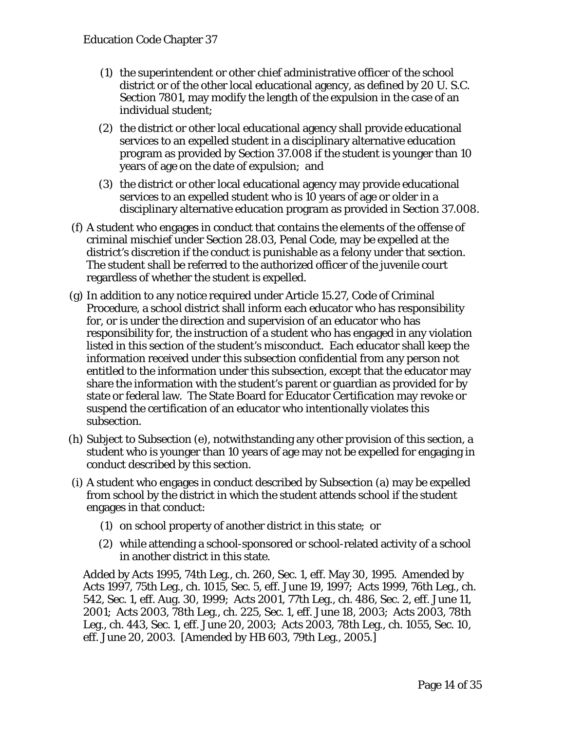(1) the superintendent or other chief administrative officer of the school district or of the other local educational agency, as defined by 20 U. S.C. Section 7801, may modify the length of the expulsion in the case of an individual student;

(2) the district or other local educational agency shall provide educational services to an expelled student in a disciplinary alternative education program as provided by Section 37.008 if the student is younger than 10 years of age on the date of expulsion; and

(3) the district or other local educational agency may provide educational services to an expelled student who is 10 years of age or older in a disciplinary alternative education program as provided in Section 37.008.

(f) A student who engages in conduct that contains the elements of the offense of criminal mischief under Section 28.03, Penal Code, may be expelled at the district's discretion if the conduct is punishable as a felony under that section. The student shall be referred to the authorized officer of the juvenile court regardless of whether the student is expelled.

(g) In addition to any notice required under Article 15.27, Code of Criminal Procedure, a school district shall inform each educator who has responsibility for, or is under the direction and supervision of an educator who has responsibility for, the instruction of a student who has engaged in any violation listed in this section of the student's misconduct. Each educator shall keep the information received under this subsection confidential from any person not entitled to the information under this subsection, except that the educator may share the information with the student's parent or guardian as provided for by state or federal law. The State Board for Educator Certification may revoke or suspend the certification of an educator who intentionally violates this subsection.

(h) Subject to Subsection (e), notwithstanding any other provision of this section, a student who is younger than 10 years of age may not be expelled for engaging in conduct described by this section.

(i) A student who engages in conduct described by Subsection (a) may be expelled from school by the district in which the student attends school if the student engages in that conduct:

(1) on school property of another district in this state; or

(2) while attending a school-sponsored or school-related activity of a school in another district in this state.

Added by Acts 1995, 74th Leg., ch. 260, Sec. 1, eff. May 30, 1995. Amended by Acts 1997, 75th Leg., ch. 1015, Sec. 5, eff. June 19, 1997; Acts 1999, 76th Leg., ch. 542, Sec. 1, eff. Aug. 30, 1999; Acts 2001, 77th Leg., ch. 486, Sec. 2, eff. June 11, 2001; Acts 2003, 78th Leg., ch. 225, Sec. 1, eff. June 18, 2003; Acts 2003, 78th Leg., ch. 443, Sec. 1, eff. June 20, 2003; Acts 2003, 78th Leg., ch. 1055, Sec. 10, eff. June 20, 2003. [Amended by HB 603, 79th Leg., 2005.]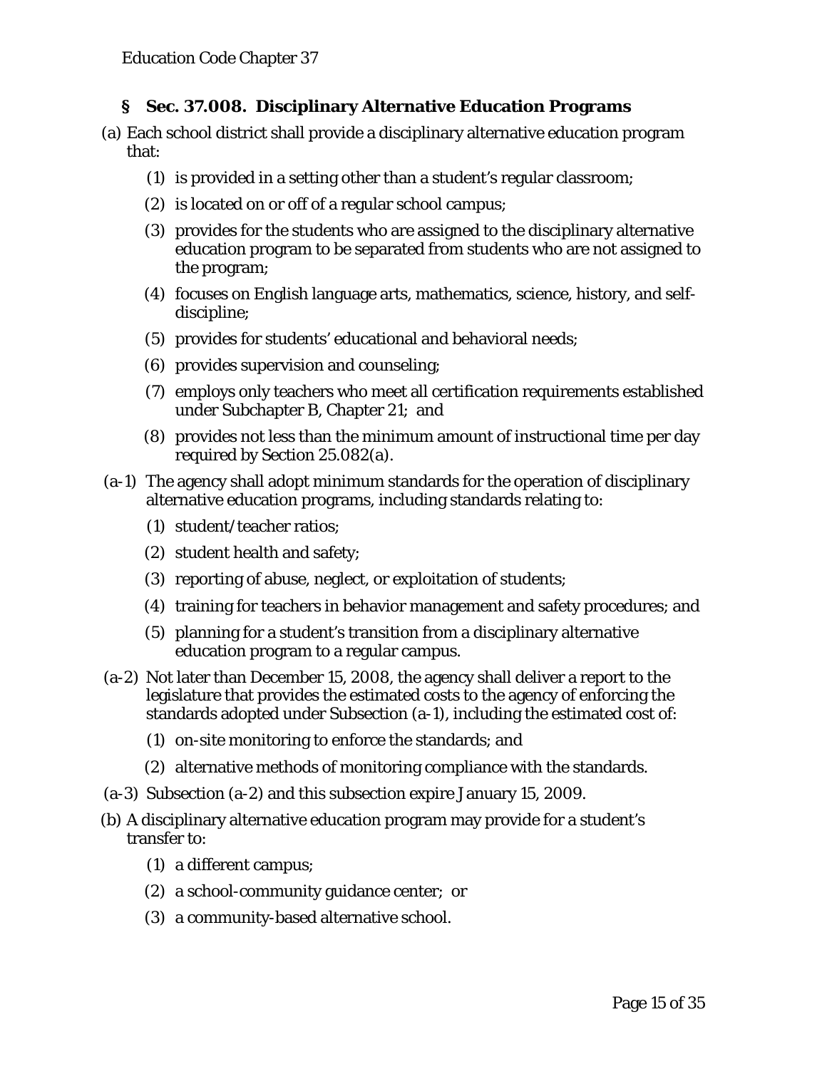Education Code Chapter 37

## § Sec. 37.008. Disciplinary Alternative Education Programs

(a) Each school district shall provide a disciplinary alternative education program that:

(1) is provided in a setting other than a student's regular classroom;

(2) is located on or off of a regular school campus;

(3) provides for the students who are assigned to the disciplinary alternative education program to be separated from students who are not assigned to the program;

(4) focuses on English language arts, mathematics, science, history, and self-discipline;

(5) provides for students' educational and behavioral needs;

(6) provides supervision and counseling;

(7) employs only teachers who meet all certification requirements established under Subchapter B, Chapter 21; and

(8) provides not less than the minimum amount of instructional time per day required by Section 25.082(a).

(a-1) The agency shall adopt minimum standards for the operation of disciplinary alternative education programs, including standards relating to:

(1) student/teacher ratios;

(2) student health and safety;

(3) reporting of abuse, neglect, or exploitation of students;

(4) training for teachers in behavior management and safety procedures; and

(5) planning for a student's transition from a disciplinary alternative education program to a regular campus.

(a-2) Not later than December 15, 2008, the agency shall deliver a report to the legislature that provides the estimated costs to the agency of enforcing the standards adopted under Subsection (a-1), including the estimated cost of:

(1) on-site monitoring to enforce the standards; and

(2) alternative methods of monitoring compliance with the standards.

(a-3) Subsection (a-2) and this subsection expire January 15, 2009.

(b) A disciplinary alternative education program may provide for a student's transfer to:

(1) a different campus;

(2) a school-community guidance center; or

(3) a community-based alternative school.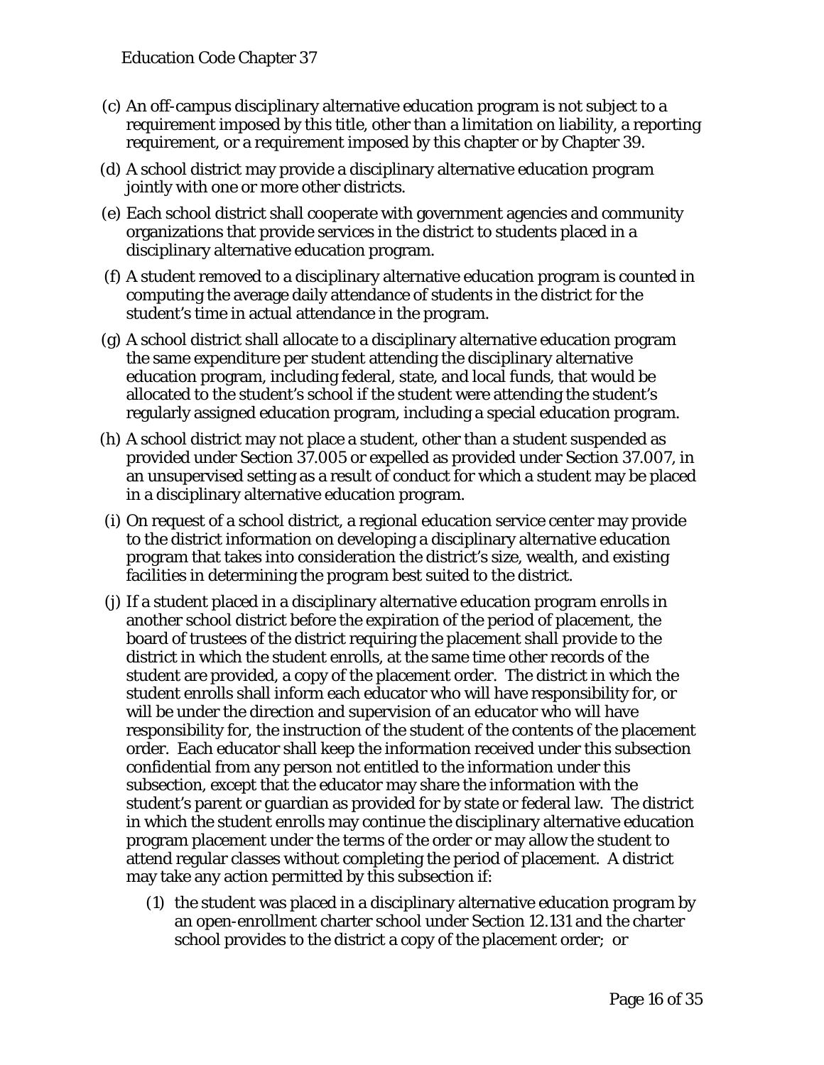(c) An off-campus disciplinary alternative education program is not subject to a requirement imposed by this title, other than a limitation on liability, a reporting requirement, or a requirement imposed by this chapter or by Chapter 39.

(d) A school district may provide a disciplinary alternative education program jointly with one or more other districts.

(e) Each school district shall cooperate with government agencies and community organizations that provide services in the district to students placed in a disciplinary alternative education program.

(f) A student removed to a disciplinary alternative education program is counted in computing the average daily attendance of students in the district for the student's time in actual attendance in the program.

(g) A school district shall allocate to a disciplinary alternative education program the same expenditure per student attending the disciplinary alternative education program, including federal, state, and local funds, that would be allocated to the student's school if the student were attending the student's regularly assigned education program, including a special education program.

(h) A school district may not place a student, other than a student suspended as provided under Section 37.005 or expelled as provided under Section 37.007, in an unsupervised setting as a result of conduct for which a student may be placed in a disciplinary alternative education program.

(i) On request of a school district, a regional education service center may provide to the district information on developing a disciplinary alternative education program that takes into consideration the district's size, wealth, and existing facilities in determining the program best suited to the district.

(j) If a student placed in a disciplinary alternative education program enrolls in another school district before the expiration of the period of placement, the board of trustees of the district requiring the placement shall provide to the district in which the student enrolls, at the same time other records of the student are provided, a copy of the placement order. The district in which the student enrolls shall inform each educator who will have responsibility for, or will be under the direction and supervision of an educator who will have responsibility for, the instruction of the student of the contents of the placement order. Each educator shall keep the information received under this subsection confidential from any person not entitled to the information under this subsection, except that the educator may share the information with the student's parent or guardian as provided for by state or federal law. The district in which the student enrolls may continue the disciplinary alternative education program placement under the terms of the order or may allow the student to attend regular classes without completing the period of placement. A district may take any action permitted by this subsection if:

   (1) the student was placed in a disciplinary alternative education program by an open-enrollment charter school under Section 12.131 and the charter school provides to the district a copy of the placement order; or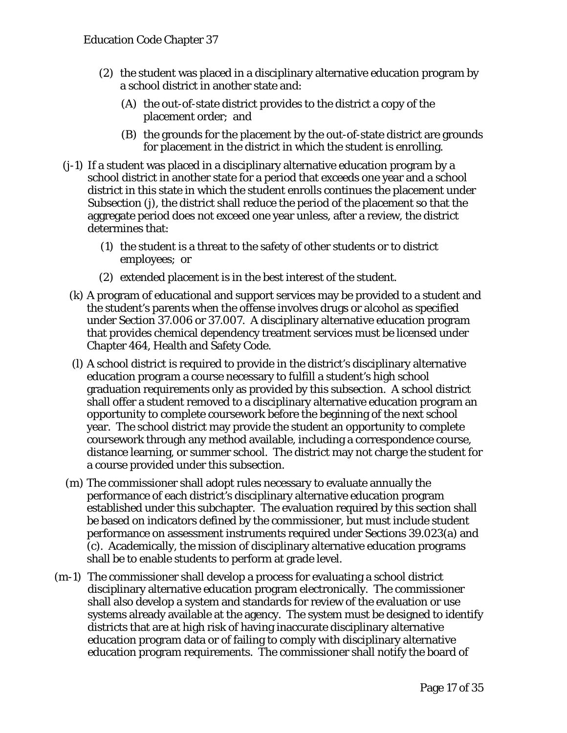(2) the student was placed in a disciplinary alternative education program by a school district in another state and:

(A) the out-of-state district provides to the district a copy of the placement order; and

(B) the grounds for the placement by the out-of-state district are grounds for placement in the district in which the student is enrolling.

(j-1) If a student was placed in a disciplinary alternative education program by a school district in another state for a period that exceeds one year and a school district in this state in which the student enrolls continues the placement under Subsection (j), the district shall reduce the period of the placement so that the aggregate period does not exceed one year unless, after a review, the district determines that:

(1) the student is a threat to the safety of other students or to district employees; or

(2) extended placement is in the best interest of the student.

(k) A program of educational and support services may be provided to a student and the student's parents when the offense involves drugs or alcohol as specified under Section 37.006 or 37.007. A disciplinary alternative education program that provides chemical dependency treatment services must be licensed under Chapter 464, Health and Safety Code.

(l) A school district is required to provide in the district's disciplinary alternative education program a course necessary to fulfill a student's high school graduation requirements only as provided by this subsection. A school district shall offer a student removed to a disciplinary alternative education program an opportunity to complete coursework before the beginning of the next school year. The school district may provide the student an opportunity to complete coursework through any method available, including a correspondence course, distance learning, or summer school. The district may not charge the student for a course provided under this subsection.

(m) The commissioner shall adopt rules necessary to evaluate annually the performance of each district's disciplinary alternative education program established under this subchapter. The evaluation required by this section shall be based on indicators defined by the commissioner, but must include student performance on assessment instruments required under Sections 39.023(a) and (c). Academically, the mission of disciplinary alternative education programs shall be to enable students to perform at grade level.

(m-1) The commissioner shall develop a process for evaluating a school district disciplinary alternative education program electronically. The commissioner shall also develop a system and standards for review of the evaluation or use systems already available at the agency. The system must be designed to identify districts that are at high risk of having inaccurate disciplinary alternative education program data or of failing to comply with disciplinary alternative education program requirements. The commissioner shall notify the board of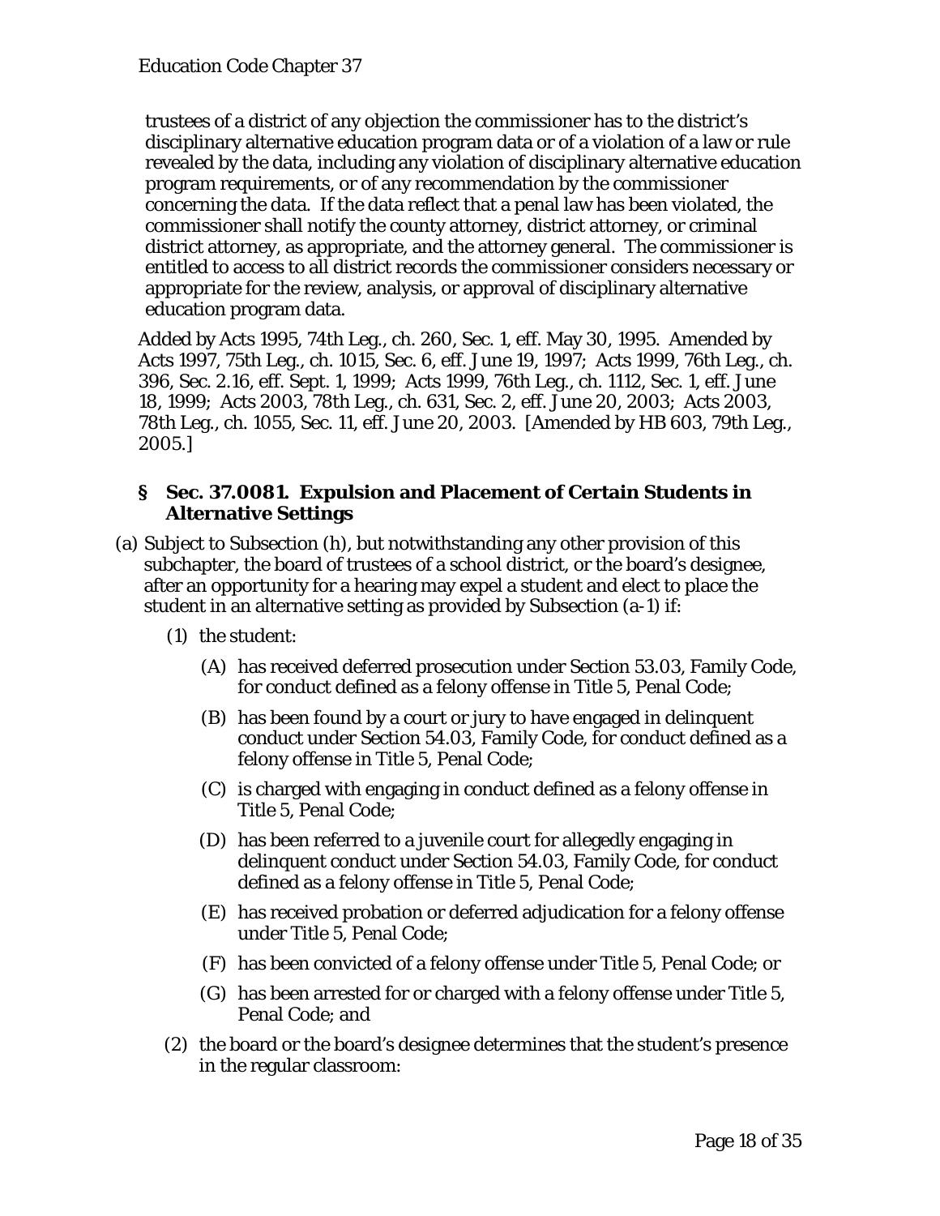trustees of a district of any objection the commissioner has to the district's disciplinary alternative education program data or of a violation of a law or rule revealed by the data, including any violation of disciplinary alternative education program requirements, or of any recommendation by the commissioner concerning the data. If the data reflect that a penal law has been violated, the commissioner shall notify the county attorney, district attorney, or criminal district attorney, as appropriate, and the attorney general. The commissioner is entitled to access to all district records the commissioner considers necessary or appropriate for the review, analysis, or approval of disciplinary alternative education program data.

Added by Acts 1995, 74th Leg., ch. 260, Sec. 1, eff. May 30, 1995. Amended by Acts 1997, 75th Leg., ch. 1015, Sec. 6, eff. June 19, 1997; Acts 1999, 76th Leg., ch. 396, Sec. 2.16, eff. Sept. 1, 1999; Acts 1999, 76th Leg., ch. 1112, Sec. 1, eff. June 18, 1999; Acts 2003, 78th Leg., ch. 631, Sec. 2, eff. June 20, 2003; Acts 2003, 78th Leg., ch. 1055, Sec. 11, eff. June 20, 2003. [Amended by HB 603, 79th Leg., 2005.]

### § Sec. 37.0081. Expulsion and Placement of Certain Students in Alternative Settings

(a) Subject to Subsection (h), but notwithstanding any other provision of this subchapter, the board of trustees of a school district, or the board's designee, after an opportunity for a hearing may expel a student and elect to place the student in an alternative setting as provided by Subsection (a-1) if:

  (1) the student:

    (A) has received deferred prosecution under Section 53.03, Family Code, for conduct defined as a felony offense in Title 5, Penal Code;

    (B) has been found by a court or jury to have engaged in delinquent conduct under Section 54.03, Family Code, for conduct defined as a felony offense in Title 5, Penal Code;

    (C) is charged with engaging in conduct defined as a felony offense in Title 5, Penal Code;

    (D) has been referred to a juvenile court for allegedly engaging in delinquent conduct under Section 54.03, Family Code, for conduct defined as a felony offense in Title 5, Penal Code;

    (E) has received probation or deferred adjudication for a felony offense under Title 5, Penal Code;

    (F) has been convicted of a felony offense under Title 5, Penal Code; or

    (G) has been arrested for or charged with a felony offense under Title 5, Penal Code; and

  (2) the board or the board's designee determines that the student's presence in the regular classroom: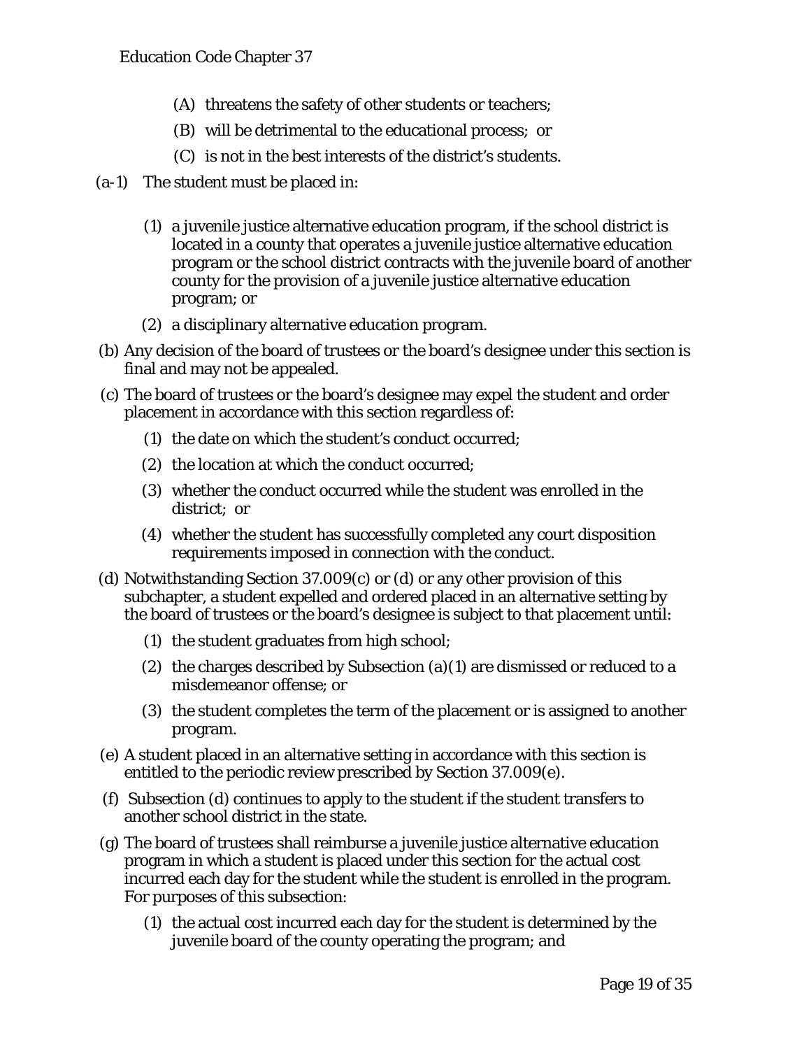(A) threatens the safety of other students or teachers;

(B) will be detrimental to the educational process; or

(C) is not in the best interests of the district's students.

(a-1) The student must be placed in:

(1) a juvenile justice alternative education program, if the school district is located in a county that operates a juvenile justice alternative education program or the school district contracts with the juvenile board of another county for the provision of a juvenile justice alternative education program; or

(2) a disciplinary alternative education program.

(b) Any decision of the board of trustees or the board's designee under this section is final and may not be appealed.

(c) The board of trustees or the board's designee may expel the student and order placement in accordance with this section regardless of:

(1) the date on which the student's conduct occurred;

(2) the location at which the conduct occurred;

(3) whether the conduct occurred while the student was enrolled in the district; or

(4) whether the student has successfully completed any court disposition requirements imposed in connection with the conduct.

(d) Notwithstanding Section 37.009(c) or (d) or any other provision of this subchapter, a student expelled and ordered placed in an alternative setting by the board of trustees or the board's designee is subject to that placement until:

(1) the student graduates from high school;

(2) the charges described by Subsection (a)(1) are dismissed or reduced to a misdemeanor offense; or

(3) the student completes the term of the placement or is assigned to another program.

(e) A student placed in an alternative setting in accordance with this section is entitled to the periodic review prescribed by Section 37.009(e).

(f) Subsection (d) continues to apply to the student if the student transfers to another school district in the state.

(g) The board of trustees shall reimburse a juvenile justice alternative education program in which a student is placed under this section for the actual cost incurred each day for the student while the student is enrolled in the program. For purposes of this subsection:

(1) the actual cost incurred each day for the student is determined by the juvenile board of the county operating the program; and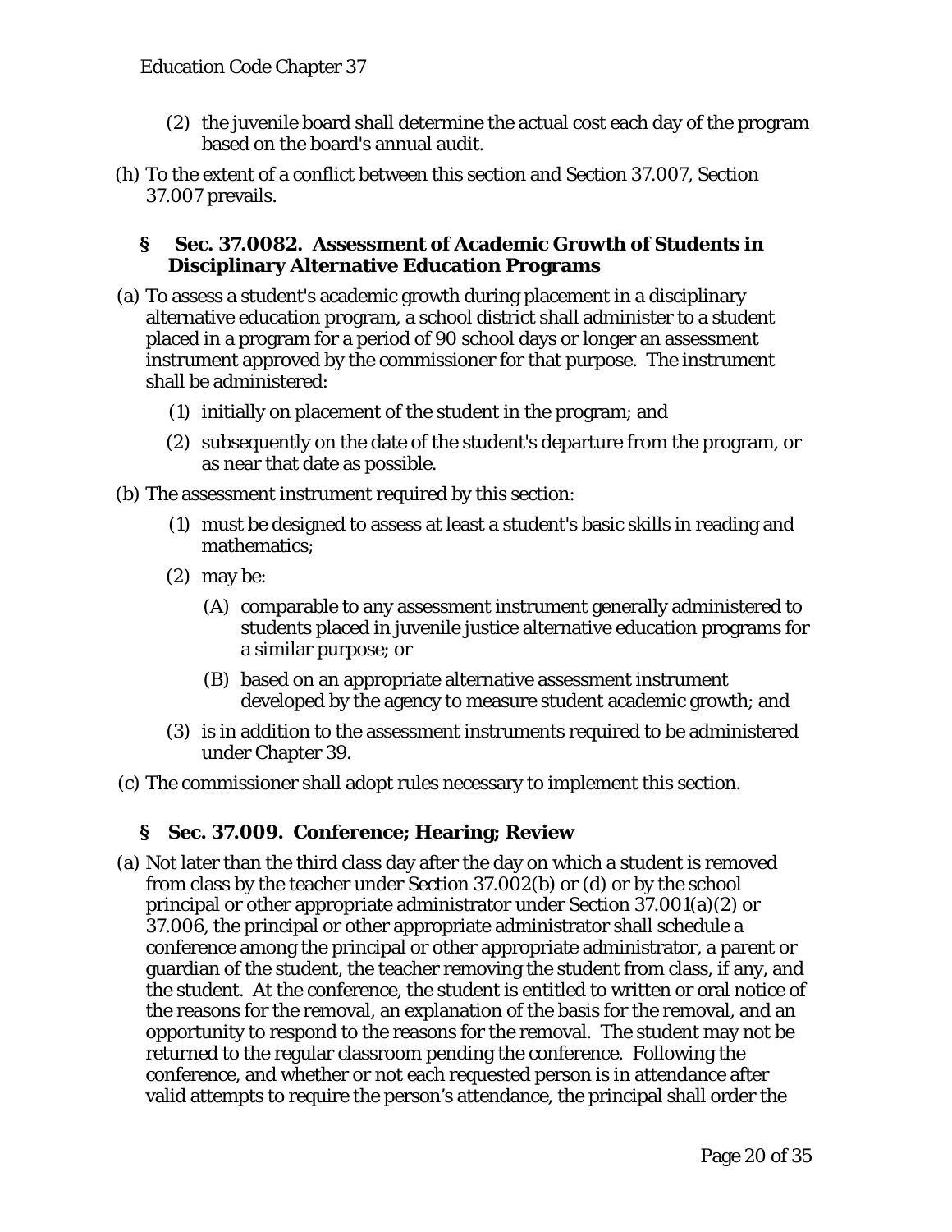(2) the juvenile board shall determine the actual cost each day of the program based on the board's annual audit.

(h) To the extent of a conflict between this section and Section 37.007, Section 37.007 prevails.

### § Sec. 37.0082. Assessment of Academic Growth of Students in Disciplinary Alternative Education Programs

(a) To assess a student's academic growth during placement in a disciplinary alternative education program, a school district shall administer to a student placed in a program for a period of 90 school days or longer an assessment instrument approved by the commissioner for that purpose. The instrument shall be administered:

(1) initially on placement of the student in the program; and

(2) subsequently on the date of the student's departure from the program, or as near that date as possible.

(b) The assessment instrument required by this section:

(1) must be designed to assess at least a student's basic skills in reading and mathematics;

(2) may be:

(A) comparable to any assessment instrument generally administered to students placed in juvenile justice alternative education programs for a similar purpose; or

(B) based on an appropriate alternative assessment instrument developed by the agency to measure student academic growth; and

(3) is in addition to the assessment instruments required to be administered under Chapter 39.

(c) The commissioner shall adopt rules necessary to implement this section.

### § Sec. 37.009. Conference; Hearing; Review

(a) Not later than the third class day after the day on which a student is removed from class by the teacher under Section 37.002(b) or (d) or by the school principal or other appropriate administrator under Section 37.001(a)(2) or 37.006, the principal or other appropriate administrator shall schedule a conference among the principal or other appropriate administrator, a parent or guardian of the student, the teacher removing the student from class, if any, and the student. At the conference, the student is entitled to written or oral notice of the reasons for the removal, an explanation of the basis for the removal, and an opportunity to respond to the reasons for the removal. The student may not be returned to the regular classroom pending the conference. Following the conference, and whether or not each requested person is in attendance after valid attempts to require the person's attendance, the principal shall order the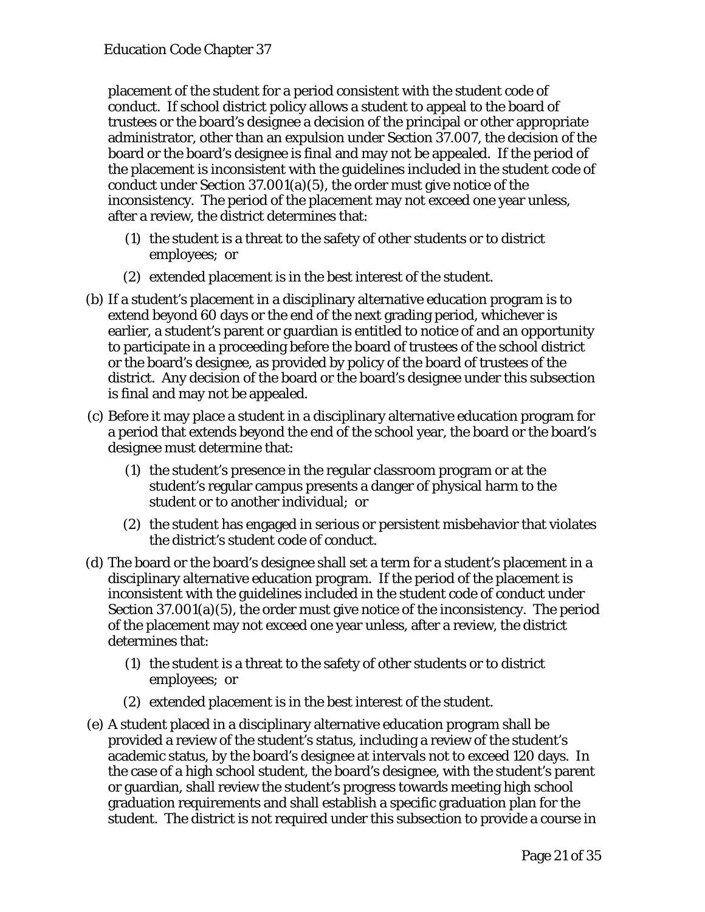placement of the student for a period consistent with the student code of conduct. If school district policy allows a student to appeal to the board of trustees or the board's designee a decision of the principal or other appropriate administrator, other than an expulsion under Section 37.007, the decision of the board or the board's designee is final and may not be appealed. If the period of the placement is inconsistent with the guidelines included in the student code of conduct under Section 37.001(a)(5), the order must give notice of the inconsistency. The period of the placement may not exceed one year unless, after a review, the district determines that:

(1) the student is a threat to the safety of other students or to district employees; or

(2) extended placement is in the best interest of the student.

(b) If a student's placement in a disciplinary alternative education program is to extend beyond 60 days or the end of the next grading period, whichever is earlier, a student's parent or guardian is entitled to notice of and an opportunity to participate in a proceeding before the board of trustees of the school district or the board's designee, as provided by policy of the board of trustees of the district. Any decision of the board or the board's designee under this subsection is final and may not be appealed.

(c) Before it may place a student in a disciplinary alternative education program for a period that extends beyond the end of the school year, the board or the board's designee must determine that:

(1) the student's presence in the regular classroom program or at the student's regular campus presents a danger of physical harm to the student or to another individual; or

(2) the student has engaged in serious or persistent misbehavior that violates the district's student code of conduct.

(d) The board or the board's designee shall set a term for a student's placement in a disciplinary alternative education program. If the period of the placement is inconsistent with the guidelines included in the student code of conduct under Section 37.001(a)(5), the order must give notice of the inconsistency. The period of the placement may not exceed one year unless, after a review, the district determines that:

(1) the student is a threat to the safety of other students or to district employees; or

(2) extended placement is in the best interest of the student.

(e) A student placed in a disciplinary alternative education program shall be provided a review of the student's status, including a review of the student's academic status, by the board's designee at intervals not to exceed 120 days. In the case of a high school student, the board's designee, with the student's parent or guardian, shall review the student's progress towards meeting high school graduation requirements and shall establish a specific graduation plan for the student. The district is not required under this subsection to provide a course in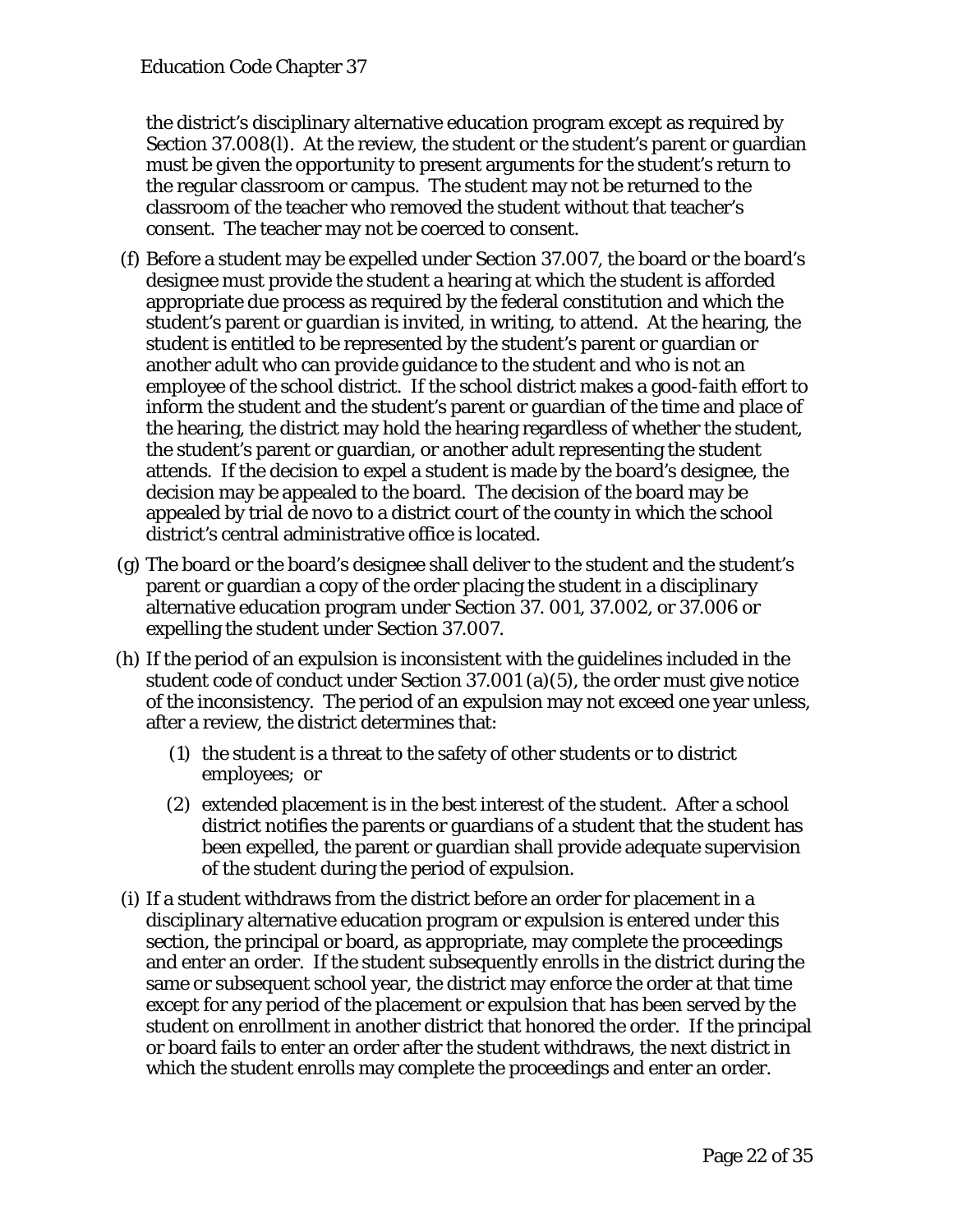the district's disciplinary alternative education program except as required by Section 37.008(l). At the review, the student or the student's parent or guardian must be given the opportunity to present arguments for the student's return to the regular classroom or campus. The student may not be returned to the classroom of the teacher who removed the student without that teacher's consent. The teacher may not be coerced to consent.

(f) Before a student may be expelled under Section 37.007, the board or the board's designee must provide the student a hearing at which the student is afforded appropriate due process as required by the federal constitution and which the student's parent or guardian is invited, in writing, to attend. At the hearing, the student is entitled to be represented by the student's parent or guardian or another adult who can provide guidance to the student and who is not an employee of the school district. If the school district makes a good-faith effort to inform the student and the student's parent or guardian of the time and place of the hearing, the district may hold the hearing regardless of whether the student, the student's parent or guardian, or another adult representing the student attends. If the decision to expel a student is made by the board's designee, the decision may be appealed to the board. The decision of the board may be appealed by trial de novo to a district court of the county in which the school district's central administrative office is located.

(g) The board or the board's designee shall deliver to the student and the student's parent or guardian a copy of the order placing the student in a disciplinary alternative education program under Section 37. 001, 37.002, or 37.006 or expelling the student under Section 37.007.

(h) If the period of an expulsion is inconsistent with the guidelines included in the student code of conduct under Section 37.001 (a)(5), the order must give notice of the inconsistency. The period of an expulsion may not exceed one year unless, after a review, the district determines that:

  (1) the student is a threat to the safety of other students or to district employees; or

  (2) extended placement is in the best interest of the student. After a school district notifies the parents or guardians of a student that the student has been expelled, the parent or guardian shall provide adequate supervision of the student during the period of expulsion.

(i) If a student withdraws from the district before an order for placement in a disciplinary alternative education program or expulsion is entered under this section, the principal or board, as appropriate, may complete the proceedings and enter an order. If the student subsequently enrolls in the district during the same or subsequent school year, the district may enforce the order at that time except for any period of the placement or expulsion that has been served by the student on enrollment in another district that honored the order. If the principal or board fails to enter an order after the student withdraws, the next district in which the student enrolls may complete the proceedings and enter an order.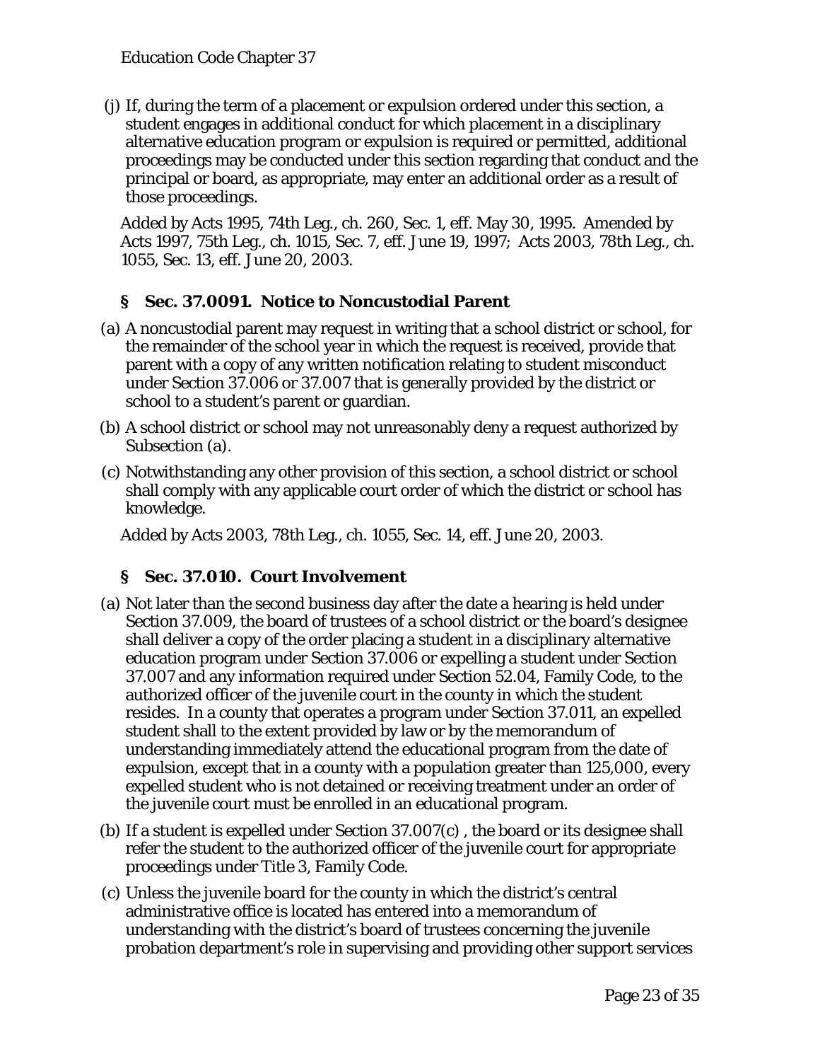(j) If, during the term of a placement or expulsion ordered under this section, a student engages in additional conduct for which placement in a disciplinary alternative education program or expulsion is required or permitted, additional proceedings may be conducted under this section regarding that conduct and the principal or board, as appropriate, may enter an additional order as a result of those proceedings.

Added by Acts 1995, 74th Leg., ch. 260, Sec. 1, eff. May 30, 1995. Amended by Acts 1997, 75th Leg., ch. 1015, Sec. 7, eff. June 19, 1997; Acts 2003, 78th Leg., ch. 1055, Sec. 13, eff. June 20, 2003.

### § Sec. 37.0091. Notice to Noncustodial Parent

(a) A noncustodial parent may request in writing that a school district or school, for the remainder of the school year in which the request is received, provide that parent with a copy of any written notification relating to student misconduct under Section 37.006 or 37.007 that is generally provided by the district or school to a student's parent or guardian.

(b) A school district or school may not unreasonably deny a request authorized by Subsection (a).

(c) Notwithstanding any other provision of this section, a school district or school shall comply with any applicable court order of which the district or school has knowledge.

Added by Acts 2003, 78th Leg., ch. 1055, Sec. 14, eff. June 20, 2003.

### § Sec. 37.010. Court Involvement

(a) Not later than the second business day after the date a hearing is held under Section 37.009, the board of trustees of a school district or the board's designee shall deliver a copy of the order placing a student in a disciplinary alternative education program under Section 37.006 or expelling a student under Section 37.007 and any information required under Section 52.04, Family Code, to the authorized officer of the juvenile court in the county in which the student resides. In a county that operates a program under Section 37.011, an expelled student shall to the extent provided by law or by the memorandum of understanding immediately attend the educational program from the date of expulsion, except that in a county with a population greater than 125,000, every expelled student who is not detained or receiving treatment under an order of the juvenile court must be enrolled in an educational program.

(b) If a student is expelled under Section 37.007(c) , the board or its designee shall refer the student to the authorized officer of the juvenile court for appropriate proceedings under Title 3, Family Code.

(c) Unless the juvenile board for the county in which the district's central administrative office is located has entered into a memorandum of understanding with the district's board of trustees concerning the juvenile probation department's role in supervising and providing other support services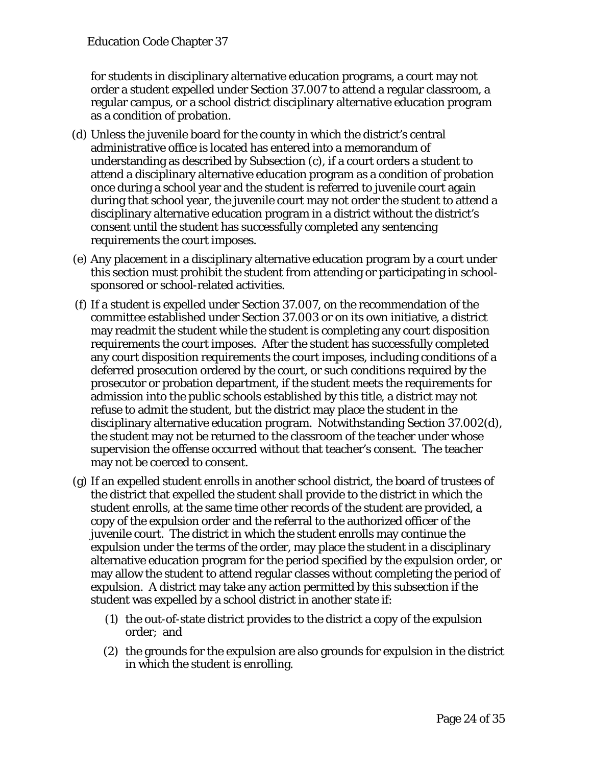for students in disciplinary alternative education programs, a court may not order a student expelled under Section 37.007 to attend a regular classroom, a regular campus, or a school district disciplinary alternative education program as a condition of probation.

(d) Unless the juvenile board for the county in which the district's central administrative office is located has entered into a memorandum of understanding as described by Subsection (c), if a court orders a student to attend a disciplinary alternative education program as a condition of probation once during a school year and the student is referred to juvenile court again during that school year, the juvenile court may not order the student to attend a disciplinary alternative education program in a district without the district's consent until the student has successfully completed any sentencing requirements the court imposes.

(e) Any placement in a disciplinary alternative education program by a court under this section must prohibit the student from attending or participating in school-sponsored or school-related activities.

(f) If a student is expelled under Section 37.007, on the recommendation of the committee established under Section 37.003 or on its own initiative, a district may readmit the student while the student is completing any court disposition requirements the court imposes. After the student has successfully completed any court disposition requirements the court imposes, including conditions of a deferred prosecution ordered by the court, or such conditions required by the prosecutor or probation department, if the student meets the requirements for admission into the public schools established by this title, a district may not refuse to admit the student, but the district may place the student in the disciplinary alternative education program. Notwithstanding Section 37.002(d), the student may not be returned to the classroom of the teacher under whose supervision the offense occurred without that teacher's consent. The teacher may not be coerced to consent.

(g) If an expelled student enrolls in another school district, the board of trustees of the district that expelled the student shall provide to the district in which the student enrolls, at the same time other records of the student are provided, a copy of the expulsion order and the referral to the authorized officer of the juvenile court. The district in which the student enrolls may continue the expulsion under the terms of the order, may place the student in a disciplinary alternative education program for the period specified by the expulsion order, or may allow the student to attend regular classes without completing the period of expulsion. A district may take any action permitted by this subsection if the student was expelled by a school district in another state if:

   (1) the out-of-state district provides to the district a copy of the expulsion order; and

   (2) the grounds for the expulsion are also grounds for expulsion in the district in which the student is enrolling.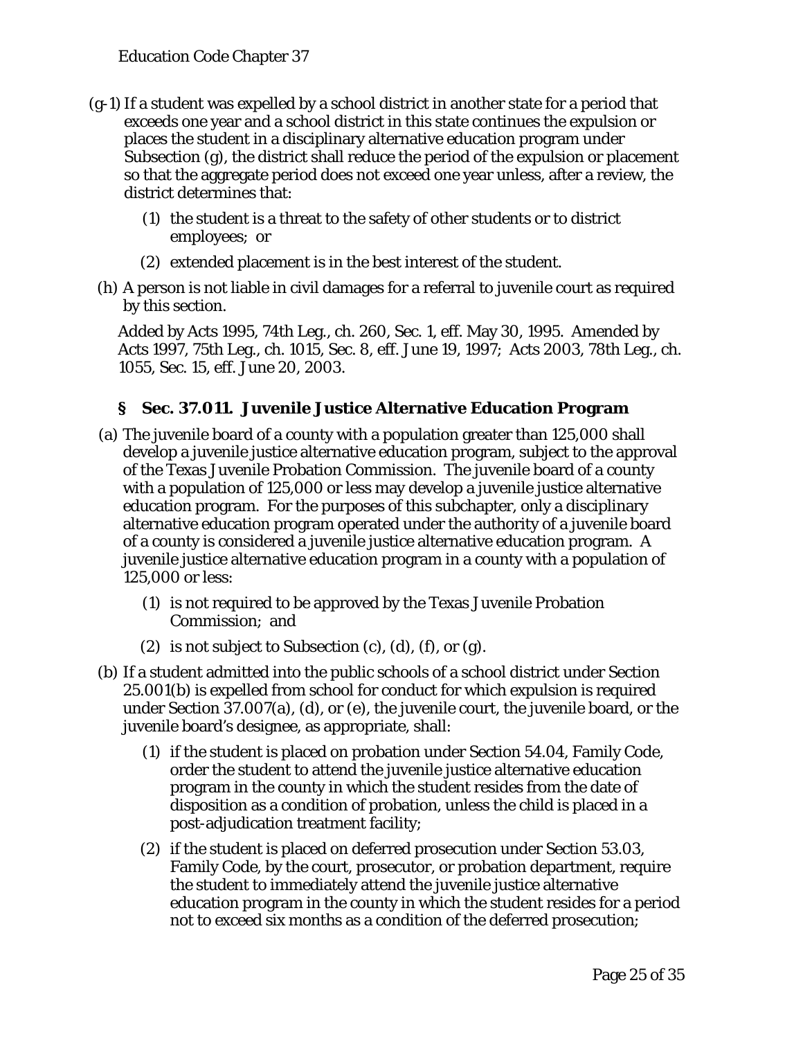(g-1) If a student was expelled by a school district in another state for a period that exceeds one year and a school district in this state continues the expulsion or places the student in a disciplinary alternative education program under Subsection (g), the district shall reduce the period of the expulsion or placement so that the aggregate period does not exceed one year unless, after a review, the district determines that:

(1) the student is a threat to the safety of other students or to district employees; or

(2) extended placement is in the best interest of the student.

(h) A person is not liable in civil damages for a referral to juvenile court as required by this section.

Added by Acts 1995, 74th Leg., ch. 260, Sec. 1, eff. May 30, 1995. Amended by Acts 1997, 75th Leg., ch. 1015, Sec. 8, eff. June 19, 1997; Acts 2003, 78th Leg., ch. 1055, Sec. 15, eff. June 20, 2003.

### § Sec. 37.011. Juvenile Justice Alternative Education Program

(a) The juvenile board of a county with a population greater than 125,000 shall develop a juvenile justice alternative education program, subject to the approval of the Texas Juvenile Probation Commission. The juvenile board of a county with a population of 125,000 or less may develop a juvenile justice alternative education program. For the purposes of this subchapter, only a disciplinary alternative education program operated under the authority of a juvenile board of a county is considered a juvenile justice alternative education program. A juvenile justice alternative education program in a county with a population of 125,000 or less:

(1) is not required to be approved by the Texas Juvenile Probation Commission; and

(2) is not subject to Subsection (c), (d), (f), or (g).

(b) If a student admitted into the public schools of a school district under Section 25.001(b) is expelled from school for conduct for which expulsion is required under Section 37.007(a), (d), or (e), the juvenile court, the juvenile board, or the juvenile board's designee, as appropriate, shall:

(1) if the student is placed on probation under Section 54.04, Family Code, order the student to attend the juvenile justice alternative education program in the county in which the student resides from the date of disposition as a condition of probation, unless the child is placed in a post-adjudication treatment facility;

(2) if the student is placed on deferred prosecution under Section 53.03, Family Code, by the court, prosecutor, or probation department, require the student to immediately attend the juvenile justice alternative education program in the county in which the student resides for a period not to exceed six months as a condition of the deferred prosecution;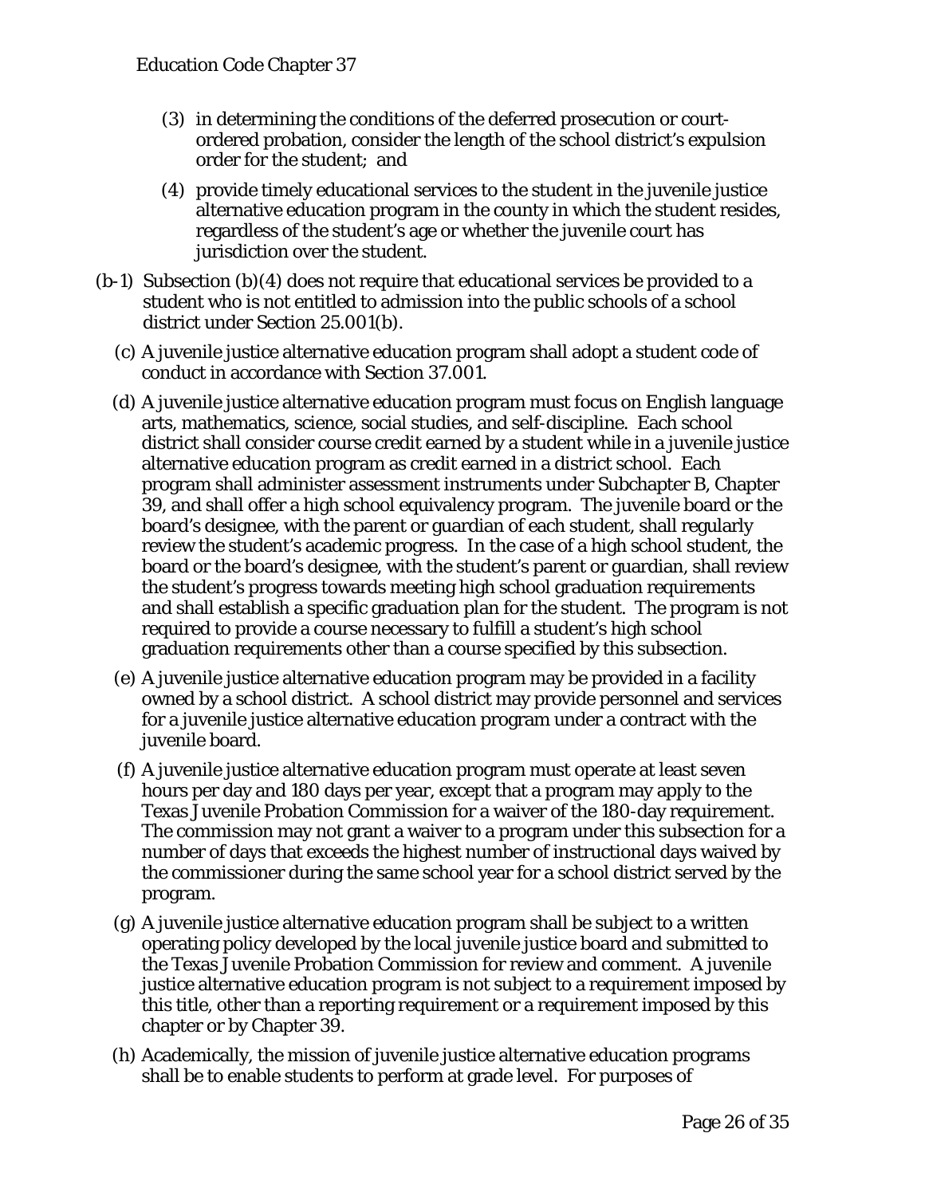(3) in determining the conditions of the deferred prosecution or court-ordered probation, consider the length of the school district's expulsion order for the student; and

(4) provide timely educational services to the student in the juvenile justice alternative education program in the county in which the student resides, regardless of the student's age or whether the juvenile court has jurisdiction over the student.

(b-1) Subsection (b)(4) does not require that educational services be provided to a student who is not entitled to admission into the public schools of a school district under Section 25.001(b).

(c) A juvenile justice alternative education program shall adopt a student code of conduct in accordance with Section 37.001.

(d) A juvenile justice alternative education program must focus on English language arts, mathematics, science, social studies, and self-discipline. Each school district shall consider course credit earned by a student while in a juvenile justice alternative education program as credit earned in a district school. Each program shall administer assessment instruments under Subchapter B, Chapter 39, and shall offer a high school equivalency program. The juvenile board or the board's designee, with the parent or guardian of each student, shall regularly review the student's academic progress. In the case of a high school student, the board or the board's designee, with the student's parent or guardian, shall review the student's progress towards meeting high school graduation requirements and shall establish a specific graduation plan for the student. The program is not required to provide a course necessary to fulfill a student's high school graduation requirements other than a course specified by this subsection.

(e) A juvenile justice alternative education program may be provided in a facility owned by a school district. A school district may provide personnel and services for a juvenile justice alternative education program under a contract with the juvenile board.

(f) A juvenile justice alternative education program must operate at least seven hours per day and 180 days per year, except that a program may apply to the Texas Juvenile Probation Commission for a waiver of the 180-day requirement. The commission may not grant a waiver to a program under this subsection for a number of days that exceeds the highest number of instructional days waived by the commissioner during the same school year for a school district served by the program.

(g) A juvenile justice alternative education program shall be subject to a written operating policy developed by the local juvenile justice board and submitted to the Texas Juvenile Probation Commission for review and comment. A juvenile justice alternative education program is not subject to a requirement imposed by this title, other than a reporting requirement or a requirement imposed by this chapter or by Chapter 39.

(h) Academically, the mission of juvenile justice alternative education programs shall be to enable students to perform at grade level. For purposes of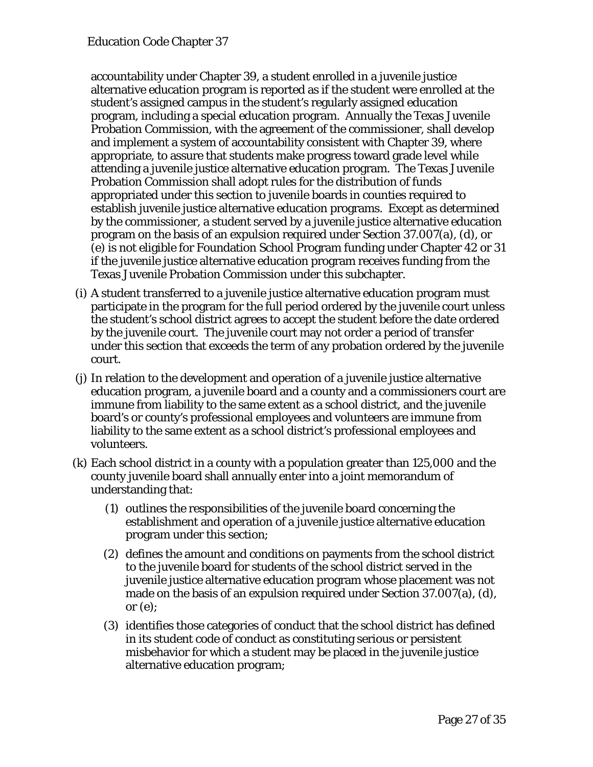accountability under Chapter 39, a student enrolled in a juvenile justice alternative education program is reported as if the student were enrolled at the student's assigned campus in the student's regularly assigned education program, including a special education program. Annually the Texas Juvenile Probation Commission, with the agreement of the commissioner, shall develop and implement a system of accountability consistent with Chapter 39, where appropriate, to assure that students make progress toward grade level while attending a juvenile justice alternative education program. The Texas Juvenile Probation Commission shall adopt rules for the distribution of funds appropriated under this section to juvenile boards in counties required to establish juvenile justice alternative education programs. Except as determined by the commissioner, a student served by a juvenile justice alternative education program on the basis of an expulsion required under Section 37.007(a), (d), or (e) is not eligible for Foundation School Program funding under Chapter 42 or 31 if the juvenile justice alternative education program receives funding from the Texas Juvenile Probation Commission under this subchapter.

(i) A student transferred to a juvenile justice alternative education program must participate in the program for the full period ordered by the juvenile court unless the student's school district agrees to accept the student before the date ordered by the juvenile court. The juvenile court may not order a period of transfer under this section that exceeds the term of any probation ordered by the juvenile court.

(j) In relation to the development and operation of a juvenile justice alternative education program, a juvenile board and a county and a commissioners court are immune from liability to the same extent as a school district, and the juvenile board's or county's professional employees and volunteers are immune from liability to the same extent as a school district's professional employees and volunteers.

(k) Each school district in a county with a population greater than 125,000 and the county juvenile board shall annually enter into a joint memorandum of understanding that:

(1) outlines the responsibilities of the juvenile board concerning the establishment and operation of a juvenile justice alternative education program under this section;

(2) defines the amount and conditions on payments from the school district to the juvenile board for students of the school district served in the juvenile justice alternative education program whose placement was not made on the basis of an expulsion required under Section 37.007(a), (d), or (e);

(3) identifies those categories of conduct that the school district has defined in its student code of conduct as constituting serious or persistent misbehavior for which a student may be placed in the juvenile justice alternative education program;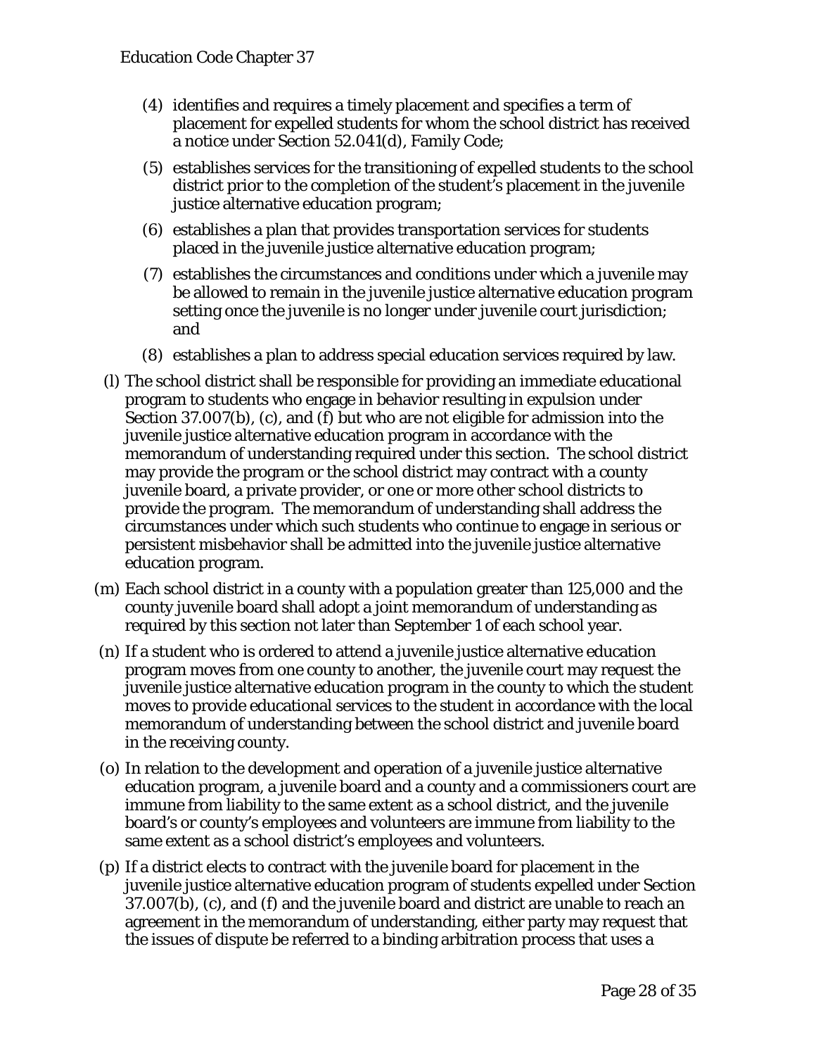(4) identifies and requires a timely placement and specifies a term of placement for expelled students for whom the school district has received a notice under Section 52.041(d), Family Code;

(5) establishes services for the transitioning of expelled students to the school district prior to the completion of the student's placement in the juvenile justice alternative education program;

(6) establishes a plan that provides transportation services for students placed in the juvenile justice alternative education program;

(7) establishes the circumstances and conditions under which a juvenile may be allowed to remain in the juvenile justice alternative education program setting once the juvenile is no longer under juvenile court jurisdiction; and

(8) establishes a plan to address special education services required by law.

(l) The school district shall be responsible for providing an immediate educational program to students who engage in behavior resulting in expulsion under Section 37.007(b), (c), and (f) but who are not eligible for admission into the juvenile justice alternative education program in accordance with the memorandum of understanding required under this section. The school district may provide the program or the school district may contract with a county juvenile board, a private provider, or one or more other school districts to provide the program. The memorandum of understanding shall address the circumstances under which such students who continue to engage in serious or persistent misbehavior shall be admitted into the juvenile justice alternative education program.

(m) Each school district in a county with a population greater than 125,000 and the county juvenile board shall adopt a joint memorandum of understanding as required by this section not later than September 1 of each school year.

(n) If a student who is ordered to attend a juvenile justice alternative education program moves from one county to another, the juvenile court may request the juvenile justice alternative education program in the county to which the student moves to provide educational services to the student in accordance with the local memorandum of understanding between the school district and juvenile board in the receiving county.

(o) In relation to the development and operation of a juvenile justice alternative education program, a juvenile board and a county and a commissioners court are immune from liability to the same extent as a school district, and the juvenile board's or county's employees and volunteers are immune from liability to the same extent as a school district's employees and volunteers.

(p) If a district elects to contract with the juvenile board for placement in the juvenile justice alternative education program of students expelled under Section 37.007(b), (c), and (f) and the juvenile board and district are unable to reach an agreement in the memorandum of understanding, either party may request that the issues of dispute be referred to a binding arbitration process that uses a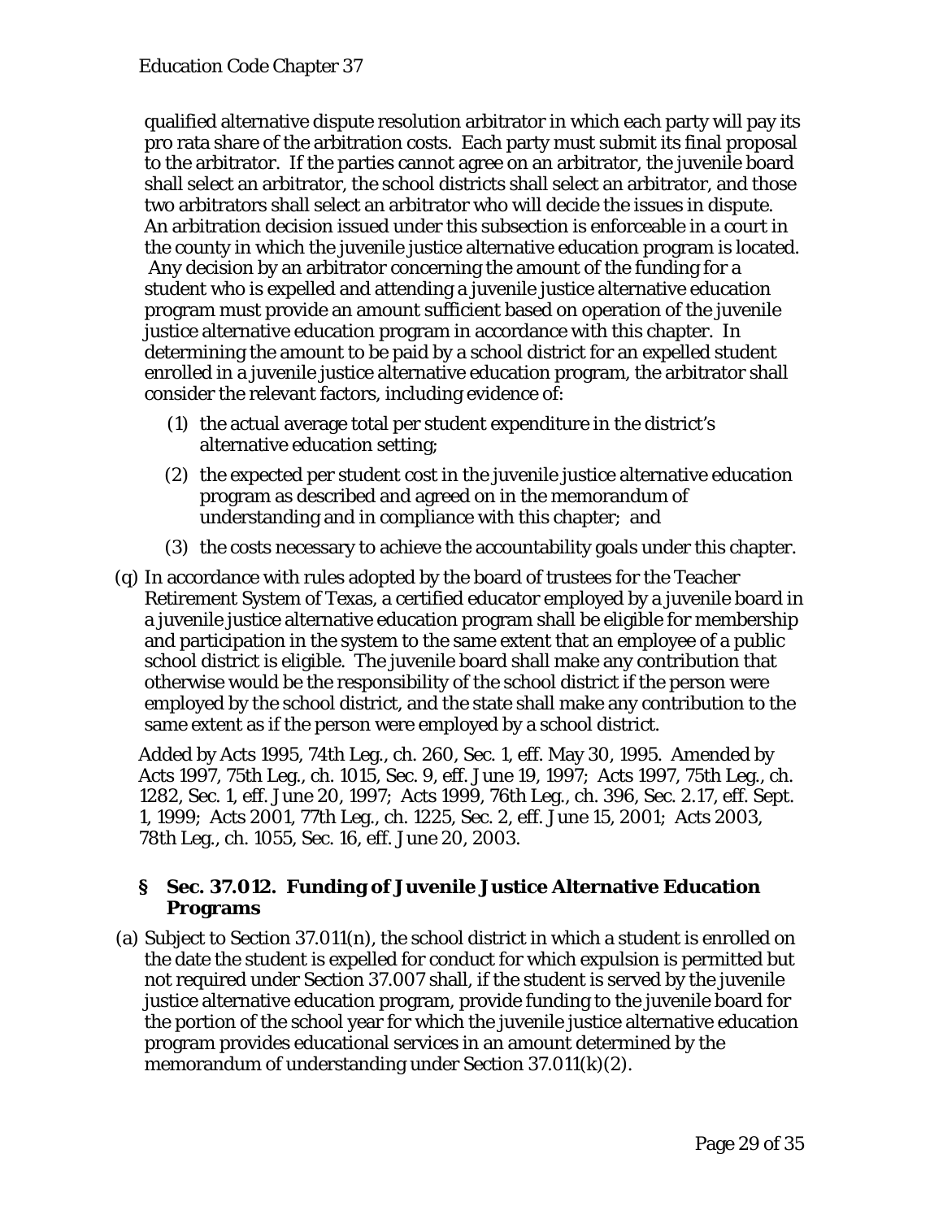qualified alternative dispute resolution arbitrator in which each party will pay its pro rata share of the arbitration costs. Each party must submit its final proposal to the arbitrator. If the parties cannot agree on an arbitrator, the juvenile board shall select an arbitrator, the school districts shall select an arbitrator, and those two arbitrators shall select an arbitrator who will decide the issues in dispute. An arbitration decision issued under this subsection is enforceable in a court in the county in which the juvenile justice alternative education program is located. Any decision by an arbitrator concerning the amount of the funding for a student who is expelled and attending a juvenile justice alternative education program must provide an amount sufficient based on operation of the juvenile justice alternative education program in accordance with this chapter. In determining the amount to be paid by a school district for an expelled student enrolled in a juvenile justice alternative education program, the arbitrator shall consider the relevant factors, including evidence of:

(1) the actual average total per student expenditure in the district's alternative education setting;

(2) the expected per student cost in the juvenile justice alternative education program as described and agreed on in the memorandum of understanding and in compliance with this chapter; and

(3) the costs necessary to achieve the accountability goals under this chapter.

(q) In accordance with rules adopted by the board of trustees for the Teacher Retirement System of Texas, a certified educator employed by a juvenile board in a juvenile justice alternative education program shall be eligible for membership and participation in the system to the same extent that an employee of a public school district is eligible. The juvenile board shall make any contribution that otherwise would be the responsibility of the school district if the person were employed by the school district, and the state shall make any contribution to the same extent as if the person were employed by a school district.

Added by Acts 1995, 74th Leg., ch. 260, Sec. 1, eff. May 30, 1995. Amended by Acts 1997, 75th Leg., ch. 1015, Sec. 9, eff. June 19, 1997; Acts 1997, 75th Leg., ch. 1282, Sec. 1, eff. June 20, 1997; Acts 1999, 76th Leg., ch. 396, Sec. 2.17, eff. Sept. 1, 1999; Acts 2001, 77th Leg., ch. 1225, Sec. 2, eff. June 15, 2001; Acts 2003, 78th Leg., ch. 1055, Sec. 16, eff. June 20, 2003.

### § Sec. 37.012. Funding of Juvenile Justice Alternative Education Programs

(a) Subject to Section 37.011(n), the school district in which a student is enrolled on the date the student is expelled for conduct for which expulsion is permitted but not required under Section 37.007 shall, if the student is served by the juvenile justice alternative education program, provide funding to the juvenile board for the portion of the school year for which the juvenile justice alternative education program provides educational services in an amount determined by the memorandum of understanding under Section 37.011(k)(2).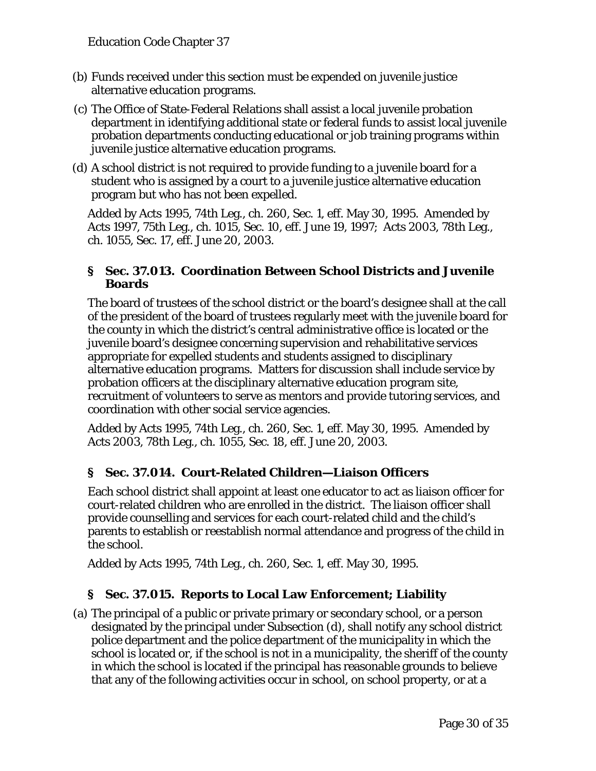(b) Funds received under this section must be expended on juvenile justice alternative education programs.

(c) The Office of State-Federal Relations shall assist a local juvenile probation department in identifying additional state or federal funds to assist local juvenile probation departments conducting educational or job training programs within juvenile justice alternative education programs.

(d) A school district is not required to provide funding to a juvenile board for a student who is assigned by a court to a juvenile justice alternative education program but who has not been expelled.

Added by Acts 1995, 74th Leg., ch. 260, Sec. 1, eff. May 30, 1995. Amended by Acts 1997, 75th Leg., ch. 1015, Sec. 10, eff. June 19, 1997; Acts 2003, 78th Leg., ch. 1055, Sec. 17, eff. June 20, 2003.

### § Sec. 37.013. Coordination Between School Districts and Juvenile Boards

The board of trustees of the school district or the board's designee shall at the call of the president of the board of trustees regularly meet with the juvenile board for the county in which the district's central administrative office is located or the juvenile board's designee concerning supervision and rehabilitative services appropriate for expelled students and students assigned to disciplinary alternative education programs. Matters for discussion shall include service by probation officers at the disciplinary alternative education program site, recruitment of volunteers to serve as mentors and provide tutoring services, and coordination with other social service agencies.

Added by Acts 1995, 74th Leg., ch. 260, Sec. 1, eff. May 30, 1995. Amended by Acts 2003, 78th Leg., ch. 1055, Sec. 18, eff. June 20, 2003.

### § Sec. 37.014. Court-Related Children—Liaison Officers

Each school district shall appoint at least one educator to act as liaison officer for court-related children who are enrolled in the district. The liaison officer shall provide counselling and services for each court-related child and the child's parents to establish or reestablish normal attendance and progress of the child in the school.

Added by Acts 1995, 74th Leg., ch. 260, Sec. 1, eff. May 30, 1995.

### § Sec. 37.015. Reports to Local Law Enforcement; Liability

(a) The principal of a public or private primary or secondary school, or a person designated by the principal under Subsection (d), shall notify any school district police department and the police department of the municipality in which the school is located or, if the school is not in a municipality, the sheriff of the county in which the school is located if the principal has reasonable grounds to believe that any of the following activities occur in school, on school property, or at a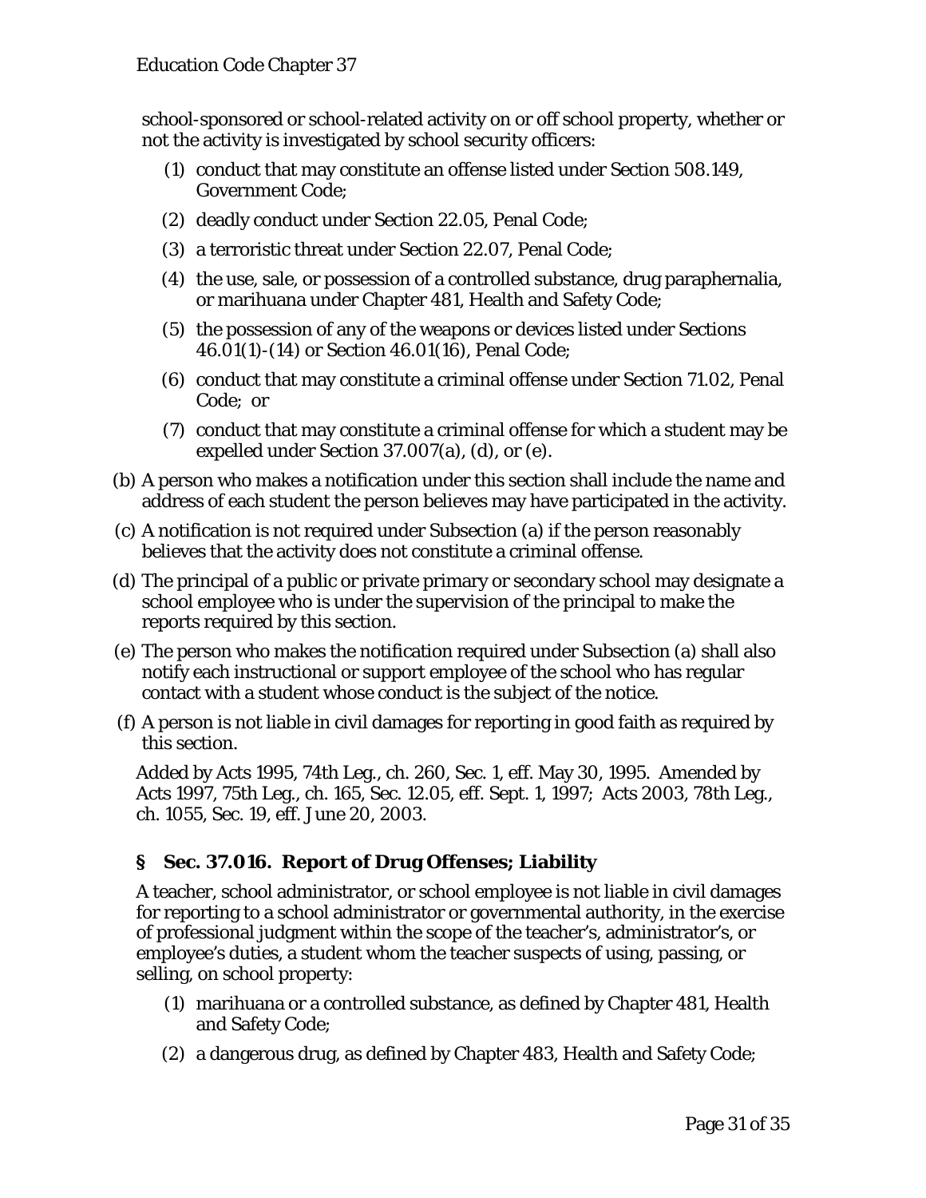school-sponsored or school-related activity on or off school property, whether or not the activity is investigated by school security officers:

(1) conduct that may constitute an offense listed under Section 508.149, Government Code;

(2) deadly conduct under Section 22.05, Penal Code;

(3) a terroristic threat under Section 22.07, Penal Code;

(4) the use, sale, or possession of a controlled substance, drug paraphernalia, or marihuana under Chapter 481, Health and Safety Code;

(5) the possession of any of the weapons or devices listed under Sections 46.01(1)-(14) or Section 46.01(16), Penal Code;

(6) conduct that may constitute a criminal offense under Section 71.02, Penal Code; or

(7) conduct that may constitute a criminal offense for which a student may be expelled under Section 37.007(a), (d), or (e).

(b) A person who makes a notification under this section shall include the name and address of each student the person believes may have participated in the activity.

(c) A notification is not required under Subsection (a) if the person reasonably believes that the activity does not constitute a criminal offense.

(d) The principal of a public or private primary or secondary school may designate a school employee who is under the supervision of the principal to make the reports required by this section.

(e) The person who makes the notification required under Subsection (a) shall also notify each instructional or support employee of the school who has regular contact with a student whose conduct is the subject of the notice.

(f) A person is not liable in civil damages for reporting in good faith as required by this section.

Added by Acts 1995, 74th Leg., ch. 260, Sec. 1, eff. May 30, 1995. Amended by Acts 1997, 75th Leg., ch. 165, Sec. 12.05, eff. Sept. 1, 1997; Acts 2003, 78th Leg., ch. 1055, Sec. 19, eff. June 20, 2003.

### § Sec. 37.016. Report of Drug Offenses; Liability

A teacher, school administrator, or school employee is not liable in civil damages for reporting to a school administrator or governmental authority, in the exercise of professional judgment within the scope of the teacher's, administrator's, or employee's duties, a student whom the teacher suspects of using, passing, or selling, on school property:

(1) marihuana or a controlled substance, as defined by Chapter 481, Health and Safety Code;

(2) a dangerous drug, as defined by Chapter 483, Health and Safety Code;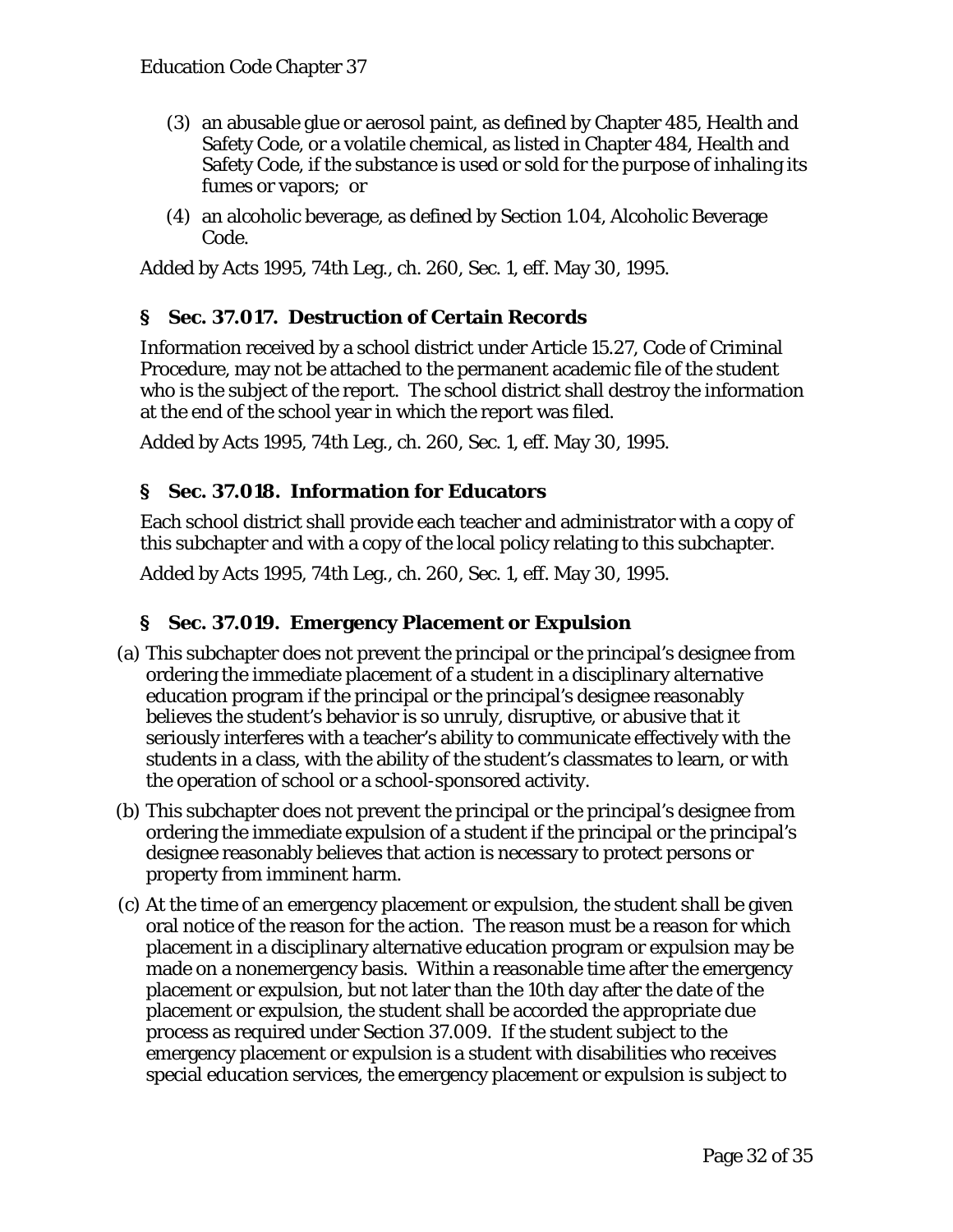(3) an abusable glue or aerosol paint, as defined by Chapter 485, Health and Safety Code, or a volatile chemical, as listed in Chapter 484, Health and Safety Code, if the substance is used or sold for the purpose of inhaling its fumes or vapors; or

(4) an alcoholic beverage, as defined by Section 1.04, Alcoholic Beverage Code.

Added by Acts 1995, 74th Leg., ch. 260, Sec. 1, eff. May 30, 1995.

### § Sec. 37.017. Destruction of Certain Records

Information received by a school district under Article 15.27, Code of Criminal Procedure, may not be attached to the permanent academic file of the student who is the subject of the report. The school district shall destroy the information at the end of the school year in which the report was filed.

Added by Acts 1995, 74th Leg., ch. 260, Sec. 1, eff. May 30, 1995.

### § Sec. 37.018. Information for Educators

Each school district shall provide each teacher and administrator with a copy of this subchapter and with a copy of the local policy relating to this subchapter.

Added by Acts 1995, 74th Leg., ch. 260, Sec. 1, eff. May 30, 1995.

### § Sec. 37.019. Emergency Placement or Expulsion

(a) This subchapter does not prevent the principal or the principal's designee from ordering the immediate placement of a student in a disciplinary alternative education program if the principal or the principal's designee reasonably believes the student's behavior is so unruly, disruptive, or abusive that it seriously interferes with a teacher's ability to communicate effectively with the students in a class, with the ability of the student's classmates to learn, or with the operation of school or a school-sponsored activity.

(b) This subchapter does not prevent the principal or the principal's designee from ordering the immediate expulsion of a student if the principal or the principal's designee reasonably believes that action is necessary to protect persons or property from imminent harm.

(c) At the time of an emergency placement or expulsion, the student shall be given oral notice of the reason for the action. The reason must be a reason for which placement in a disciplinary alternative education program or expulsion may be made on a nonemergency basis. Within a reasonable time after the emergency placement or expulsion, but not later than the 10th day after the date of the placement or expulsion, the student shall be accorded the appropriate due process as required under Section 37.009. If the student subject to the emergency placement or expulsion is a student with disabilities who receives special education services, the emergency placement or expulsion is subject to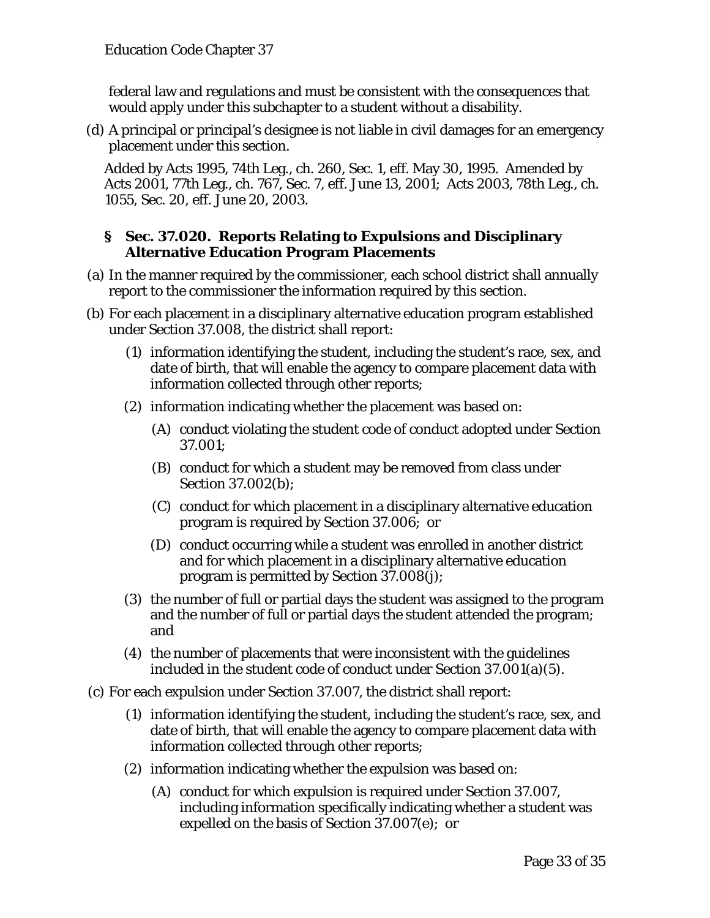federal law and regulations and must be consistent with the consequences that would apply under this subchapter to a student without a disability.

(d) A principal or principal's designee is not liable in civil damages for an emergency placement under this section.

Added by Acts 1995, 74th Leg., ch. 260, Sec. 1, eff. May 30, 1995. Amended by Acts 2001, 77th Leg., ch. 767, Sec. 7, eff. June 13, 2001; Acts 2003, 78th Leg., ch. 1055, Sec. 20, eff. June 20, 2003.

### § Sec. 37.020. Reports Relating to Expulsions and Disciplinary Alternative Education Program Placements

(a) In the manner required by the commissioner, each school district shall annually report to the commissioner the information required by this section.

(b) For each placement in a disciplinary alternative education program established under Section 37.008, the district shall report:

(1) information identifying the student, including the student's race, sex, and date of birth, that will enable the agency to compare placement data with information collected through other reports;

(2) information indicating whether the placement was based on:

(A) conduct violating the student code of conduct adopted under Section 37.001;

(B) conduct for which a student may be removed from class under Section 37.002(b);

(C) conduct for which placement in a disciplinary alternative education program is required by Section 37.006; or

(D) conduct occurring while a student was enrolled in another district and for which placement in a disciplinary alternative education program is permitted by Section 37.008(j);

(3) the number of full or partial days the student was assigned to the program and the number of full or partial days the student attended the program; and

(4) the number of placements that were inconsistent with the guidelines included in the student code of conduct under Section 37.001(a)(5).

(c) For each expulsion under Section 37.007, the district shall report:

(1) information identifying the student, including the student's race, sex, and date of birth, that will enable the agency to compare placement data with information collected through other reports;

(2) information indicating whether the expulsion was based on:

(A) conduct for which expulsion is required under Section 37.007, including information specifically indicating whether a student was expelled on the basis of Section 37.007(e); or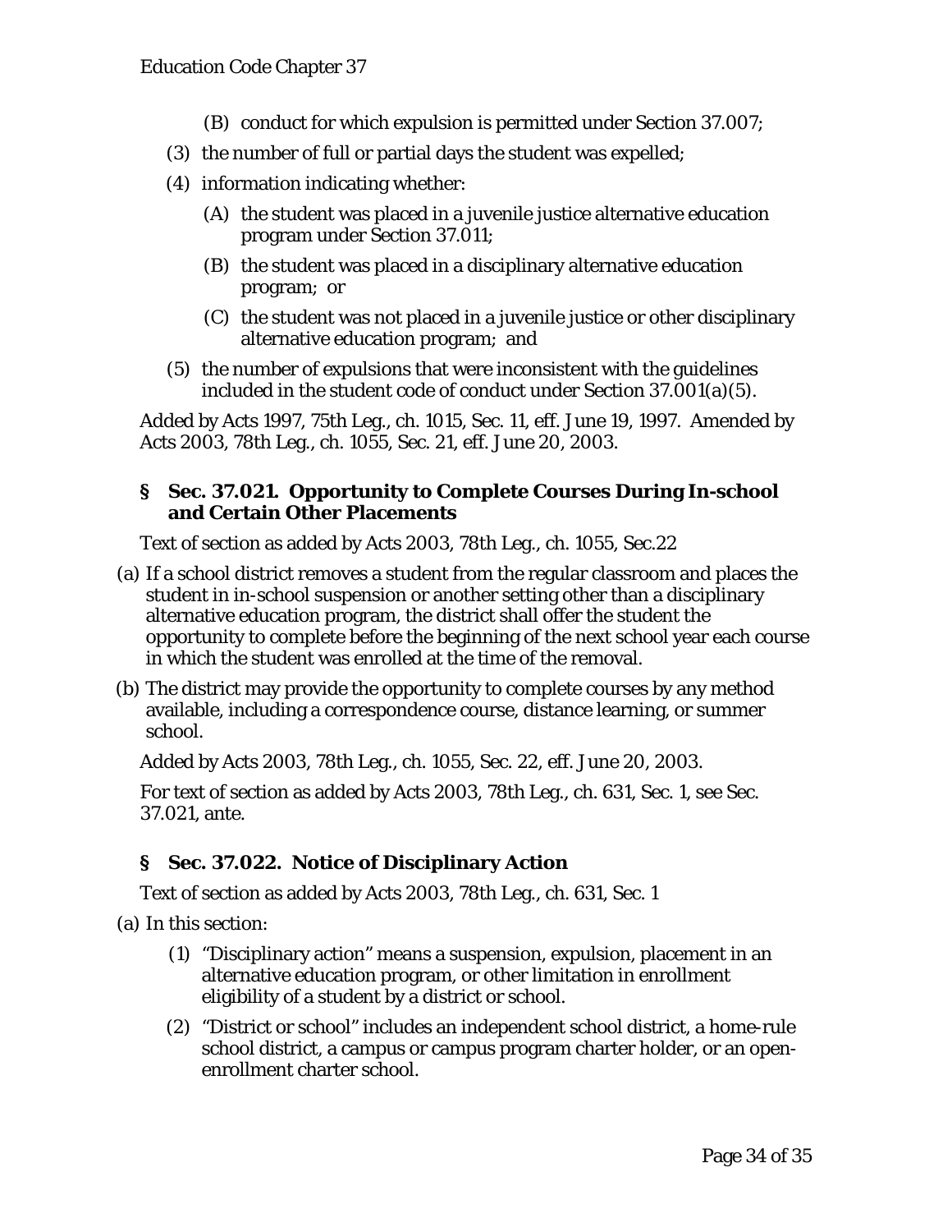(B) conduct for which expulsion is permitted under Section 37.007;

(3) the number of full or partial days the student was expelled;

(4) information indicating whether:

(A) the student was placed in a juvenile justice alternative education program under Section 37.011;

(B) the student was placed in a disciplinary alternative education program; or

(C) the student was not placed in a juvenile justice or other disciplinary alternative education program; and

(5) the number of expulsions that were inconsistent with the guidelines included in the student code of conduct under Section 37.001(a)(5).

Added by Acts 1997, 75th Leg., ch. 1015, Sec. 11, eff. June 19, 1997. Amended by Acts 2003, 78th Leg., ch. 1055, Sec. 21, eff. June 20, 2003.

### § Sec. 37.021. Opportunity to Complete Courses During In-school and Certain Other Placements

Text of section as added by Acts 2003, 78th Leg., ch. 1055, Sec.22

(a) If a school district removes a student from the regular classroom and places the student in in-school suspension or another setting other than a disciplinary alternative education program, the district shall offer the student the opportunity to complete before the beginning of the next school year each course in which the student was enrolled at the time of the removal.

(b) The district may provide the opportunity to complete courses by any method available, including a correspondence course, distance learning, or summer school.

Added by Acts 2003, 78th Leg., ch. 1055, Sec. 22, eff. June 20, 2003.

For text of section as added by Acts 2003, 78th Leg., ch. 631, Sec. 1, see Sec. 37.021, ante.

### § Sec. 37.022. Notice of Disciplinary Action

Text of section as added by Acts 2003, 78th Leg., ch. 631, Sec. 1

(a) In this section:

(1) "Disciplinary action" means a suspension, expulsion, placement in an alternative education program, or other limitation in enrollment eligibility of a student by a district or school.

(2) "District or school" includes an independent school district, a home-rule school district, a campus or campus program charter holder, or an open-enrollment charter school.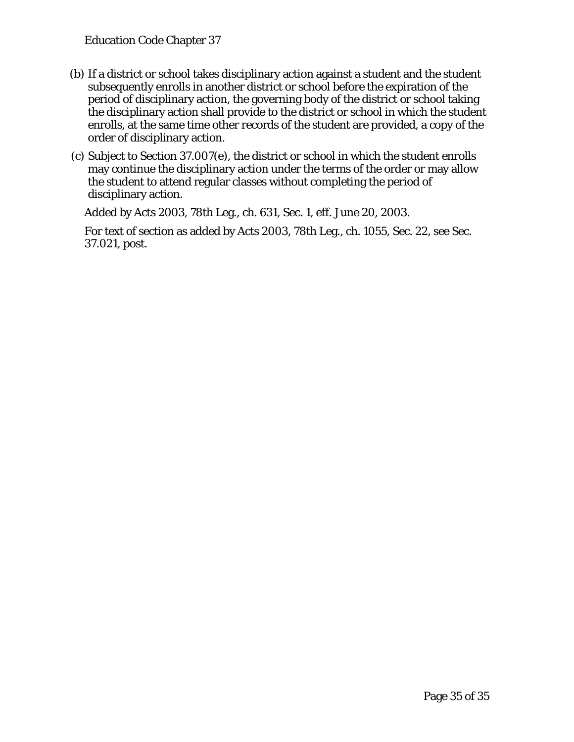(b) If a district or school takes disciplinary action against a student and the student subsequently enrolls in another district or school before the expiration of the period of disciplinary action, the governing body of the district or school taking the disciplinary action shall provide to the district or school in which the student enrolls, at the same time other records of the student are provided, a copy of the order of disciplinary action.

(c) Subject to Section 37.007(e), the district or school in which the student enrolls may continue the disciplinary action under the terms of the order or may allow the student to attend regular classes without completing the period of disciplinary action.

Added by Acts 2003, 78th Leg., ch. 631, Sec. 1, eff. June 20, 2003.

For text of section as added by Acts 2003, 78th Leg., ch. 1055, Sec. 22, see Sec. 37.021, post.